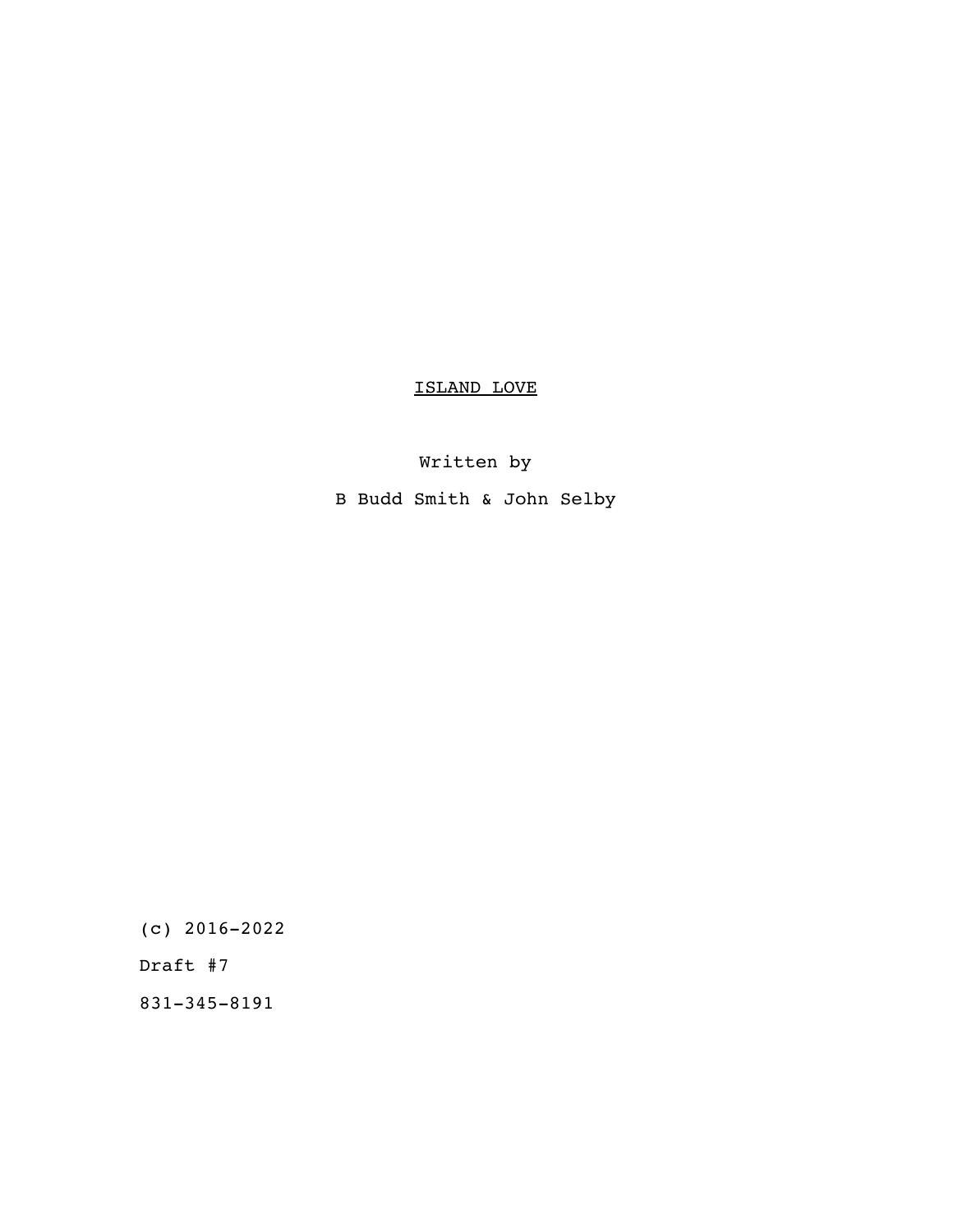<u>ISLAND LOVE</u>

Written by

B Budd Smith & John Selby

(c) 2016-2022

Draft #7

831-345-8191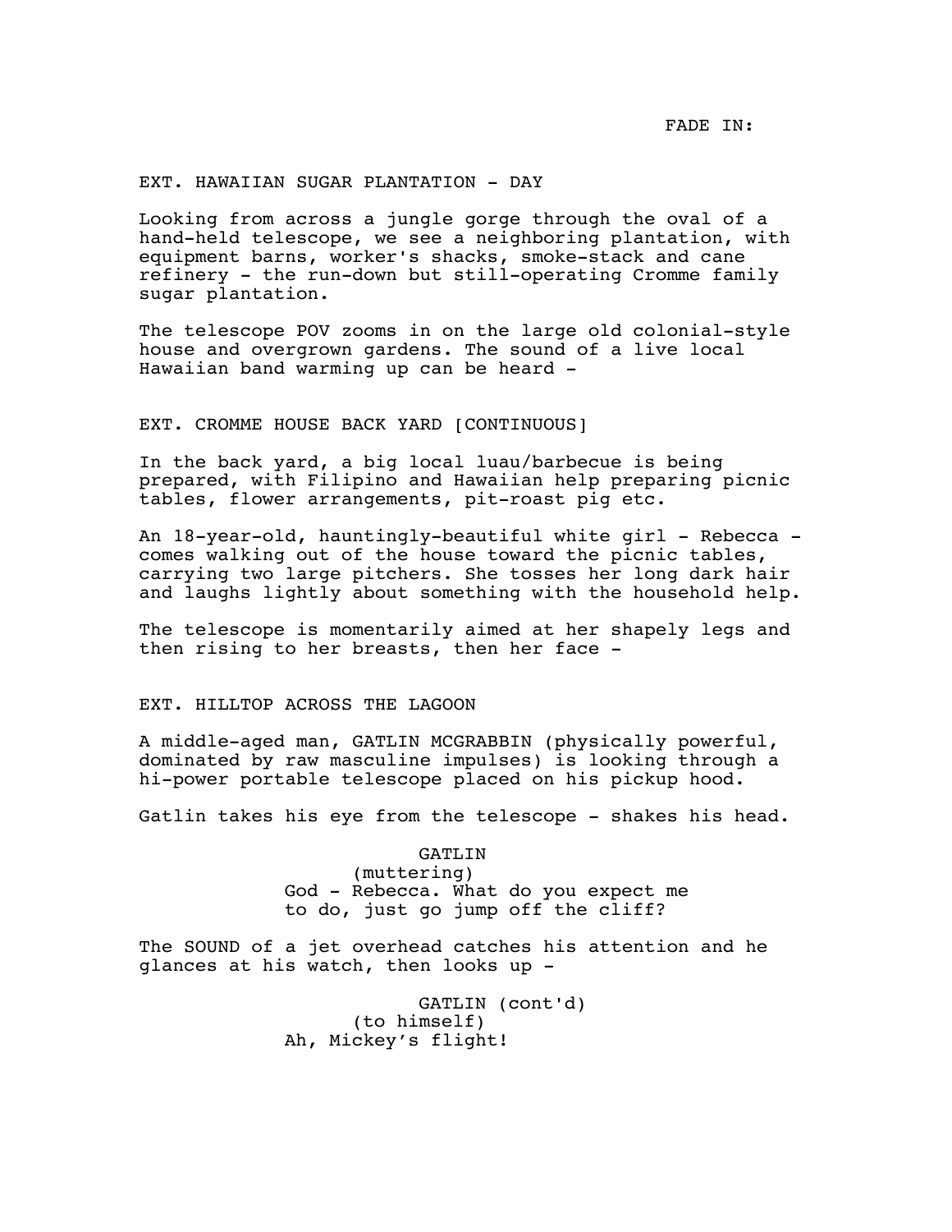FADE IN:

EXT. HAWAIIAN SUGAR PLANTATION - DAY

Looking from across a jungle gorge through the oval of a hand-held telescope, we see a neighboring plantation, with equipment barns, worker's shacks, smoke-stack and cane refinery - the run-down but still-operating Cromme family sugar plantation.

The telescope POV zooms in on the large old colonial-style house and overgrown gardens. The sound of a live local Hawaiian band warming up can be heard -

EXT. CROMME HOUSE BACK YARD [CONTINUOUS]

In the back yard, a big local luau/barbecue is being prepared, with Filipino and Hawaiian help preparing picnic tables, flower arrangements, pit-roast pig etc.

An 18-year-old, hauntingly-beautiful white girl - Rebecca - comes walking out of the house toward the picnic tables, carrying two large pitchers. She tosses her long dark hair and laughs lightly about something with the household help.

The telescope is momentarily aimed at her shapely legs and then rising to her breasts, then her face -

EXT. HILLTOP ACROSS THE LAGOON

A middle-aged man, GATLIN MCGRABBIN (physically powerful, dominated by raw masculine impulses) is looking through a hi-power portable telescope placed on his pickup hood.

Gatlin takes his eye from the telescope - shakes his head.

GATLIN
(muttering)
God - Rebecca. What do you expect me to do, just go jump off the cliff?

The SOUND of a jet overhead catches his attention and he glances at his watch, then looks up -

GATLIN (cont'd)
(to himself)
Ah, Mickey's flight!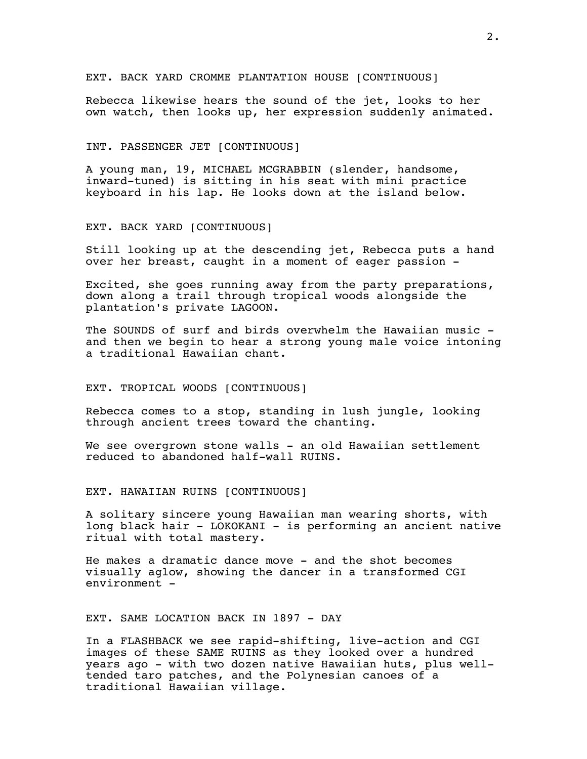EXT. BACK YARD CROMME PLANTATION HOUSE [CONTINUOUS]

Rebecca likewise hears the sound of the jet, looks to her own watch, then looks up, her expression suddenly animated.

INT. PASSENGER JET [CONTINUOUS]

A young man, 19, MICHAEL MCGRABBIN (slender, handsome, inward-tuned) is sitting in his seat with mini practice keyboard in his lap. He looks down at the island below.

EXT. BACK YARD [CONTINUOUS]

Still looking up at the descending jet, Rebecca puts a hand over her breast, caught in a moment of eager passion -

Excited, she goes running away from the party preparations, down along a trail through tropical woods alongside the plantation's private LAGOON.

The SOUNDS of surf and birds overwhelm the Hawaiian music - and then we begin to hear a strong young male voice intoning a traditional Hawaiian chant.

EXT. TROPICAL WOODS [CONTINUOUS]

Rebecca comes to a stop, standing in lush jungle, looking through ancient trees toward the chanting.

We see overgrown stone walls - an old Hawaiian settlement reduced to abandoned half-wall RUINS.

EXT. HAWAIIAN RUINS [CONTINUOUS]

A solitary sincere young Hawaiian man wearing shorts, with long black hair - LOKOKANI - is performing an ancient native ritual with total mastery.

He makes a dramatic dance move - and the shot becomes visually aglow, showing the dancer in a transformed CGI environment -

EXT. SAME LOCATION BACK IN 1897 - DAY

In a FLASHBACK we see rapid-shifting, live-action and CGI images of these SAME RUINS as they looked over a hundred years ago - with two dozen native Hawaiian huts, plus well-tended taro patches, and the Polynesian canoes of a traditional Hawaiian village.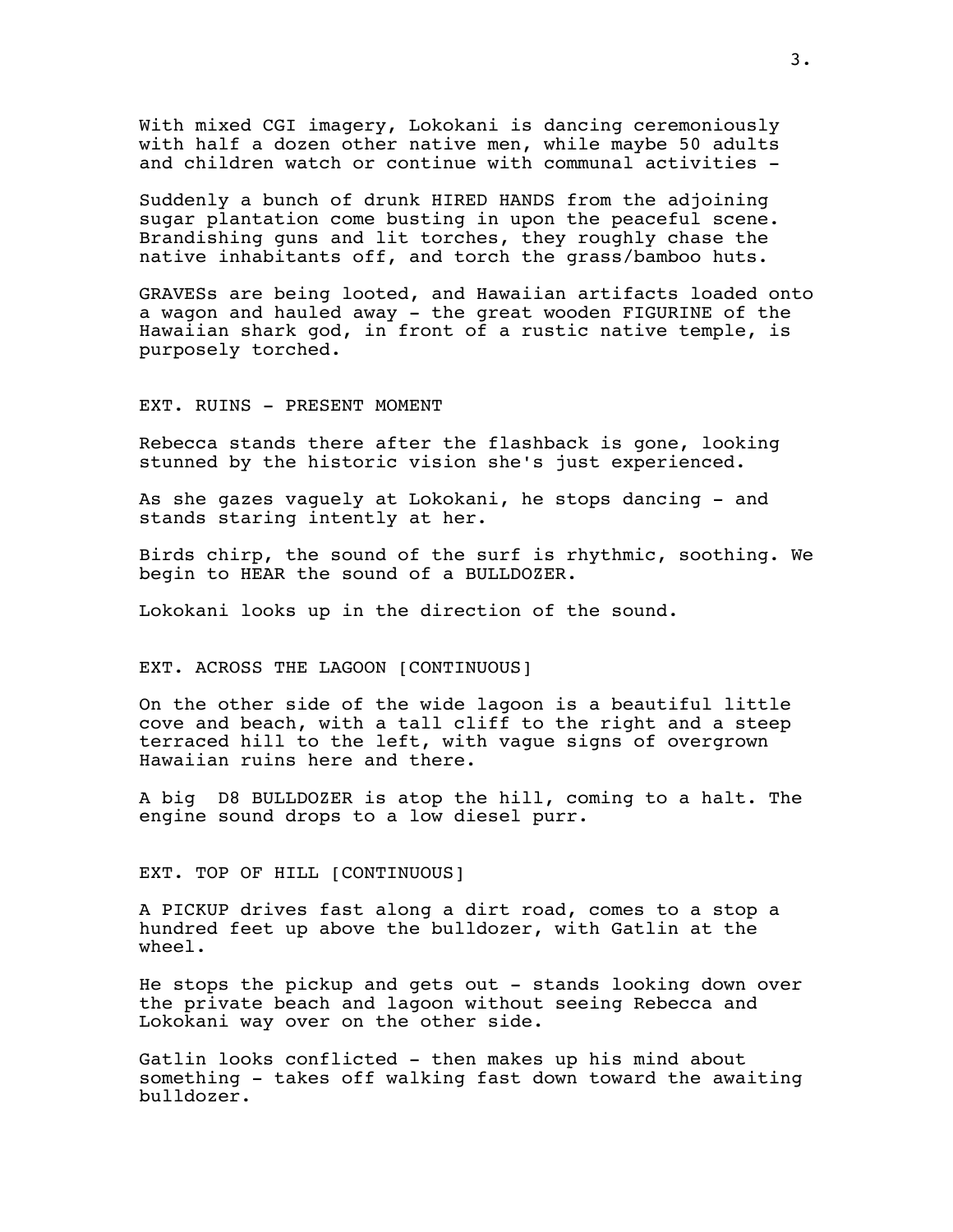With mixed CGI imagery, Lokokani is dancing ceremoniously with half a dozen other native men, while maybe 50 adults and children watch or continue with communal activities -

Suddenly a bunch of drunk HIRED HANDS from the adjoining sugar plantation come busting in upon the peaceful scene. Brandishing guns and lit torches, they roughly chase the native inhabitants off, and torch the grass/bamboo huts.

GRAVESs are being looted, and Hawaiian artifacts loaded onto a wagon and hauled away - the great wooden FIGURINE of the Hawaiian shark god, in front of a rustic native temple, is purposely torched.

EXT. RUINS - PRESENT MOMENT

Rebecca stands there after the flashback is gone, looking stunned by the historic vision she's just experienced.

As she gazes vaguely at Lokokani, he stops dancing - and stands staring intently at her.

Birds chirp, the sound of the surf is rhythmic, soothing. We begin to HEAR the sound of a BULLDOZER.

Lokokani looks up in the direction of the sound.

EXT. ACROSS THE LAGOON [CONTINUOUS]

On the other side of the wide lagoon is a beautiful little cove and beach, with a tall cliff to the right and a steep terraced hill to the left, with vague signs of overgrown Hawaiian ruins here and there.

A big  D8 BULLDOZER is atop the hill, coming to a halt. The engine sound drops to a low diesel purr.

EXT. TOP OF HILL [CONTINUOUS]

A PICKUP drives fast along a dirt road, comes to a stop a hundred feet up above the bulldozer, with Gatlin at the wheel.

He stops the pickup and gets out - stands looking down over the private beach and lagoon without seeing Rebecca and Lokokani way over on the other side.

Gatlin looks conflicted - then makes up his mind about something - takes off walking fast down toward the awaiting bulldozer.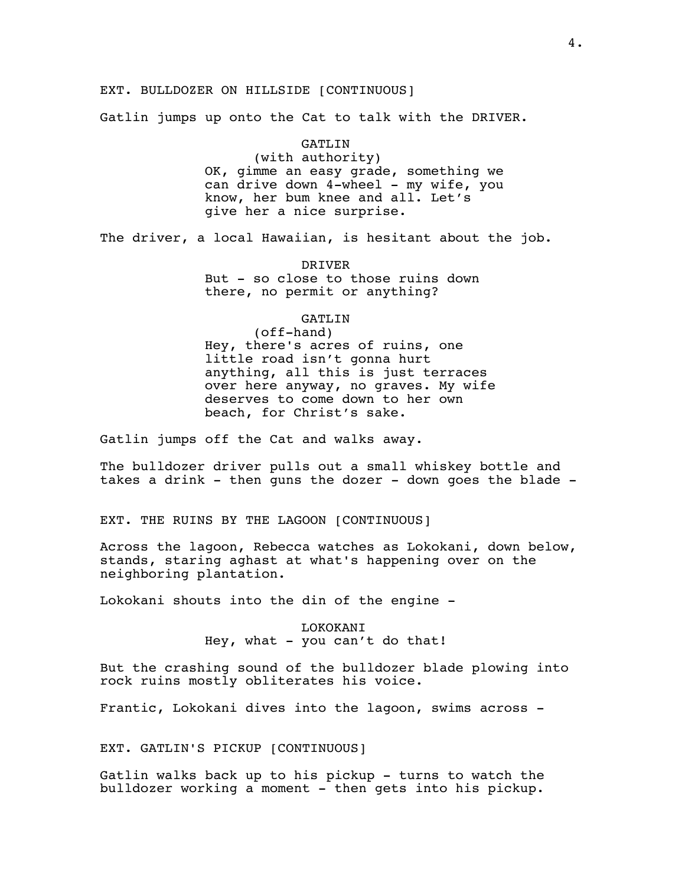EXT. BULLDOZER ON HILLSIDE [CONTINUOUS]

Gatlin jumps up onto the Cat to talk with the DRIVER.

GATLIN
(with authority)
OK, gimme an easy grade, something we can drive down 4-wheel - my wife, you know, her bum knee and all. Let's give her a nice surprise.

The driver, a local Hawaiian, is hesitant about the job.

DRIVER
But - so close to those ruins down there, no permit or anything?

GATLIN
(off-hand)
Hey, there's acres of ruins, one little road isn't gonna hurt anything, all this is just terraces over here anyway, no graves. My wife deserves to come down to her own beach, for Christ's sake.

Gatlin jumps off the Cat and walks away.

The bulldozer driver pulls out a small whiskey bottle and takes a drink - then guns the dozer - down goes the blade -

EXT. THE RUINS BY THE LAGOON [CONTINUOUS]

Across the lagoon, Rebecca watches as Lokokani, down below, stands, staring aghast at what's happening over on the neighboring plantation.

Lokokani shouts into the din of the engine -

LOKOKANI
Hey, what - you can't do that!

But the crashing sound of the bulldozer blade plowing into rock ruins mostly obliterates his voice.

Frantic, Lokokani dives into the lagoon, swims across -

EXT. GATLIN'S PICKUP [CONTINUOUS]

Gatlin walks back up to his pickup - turns to watch the bulldozer working a moment - then gets into his pickup.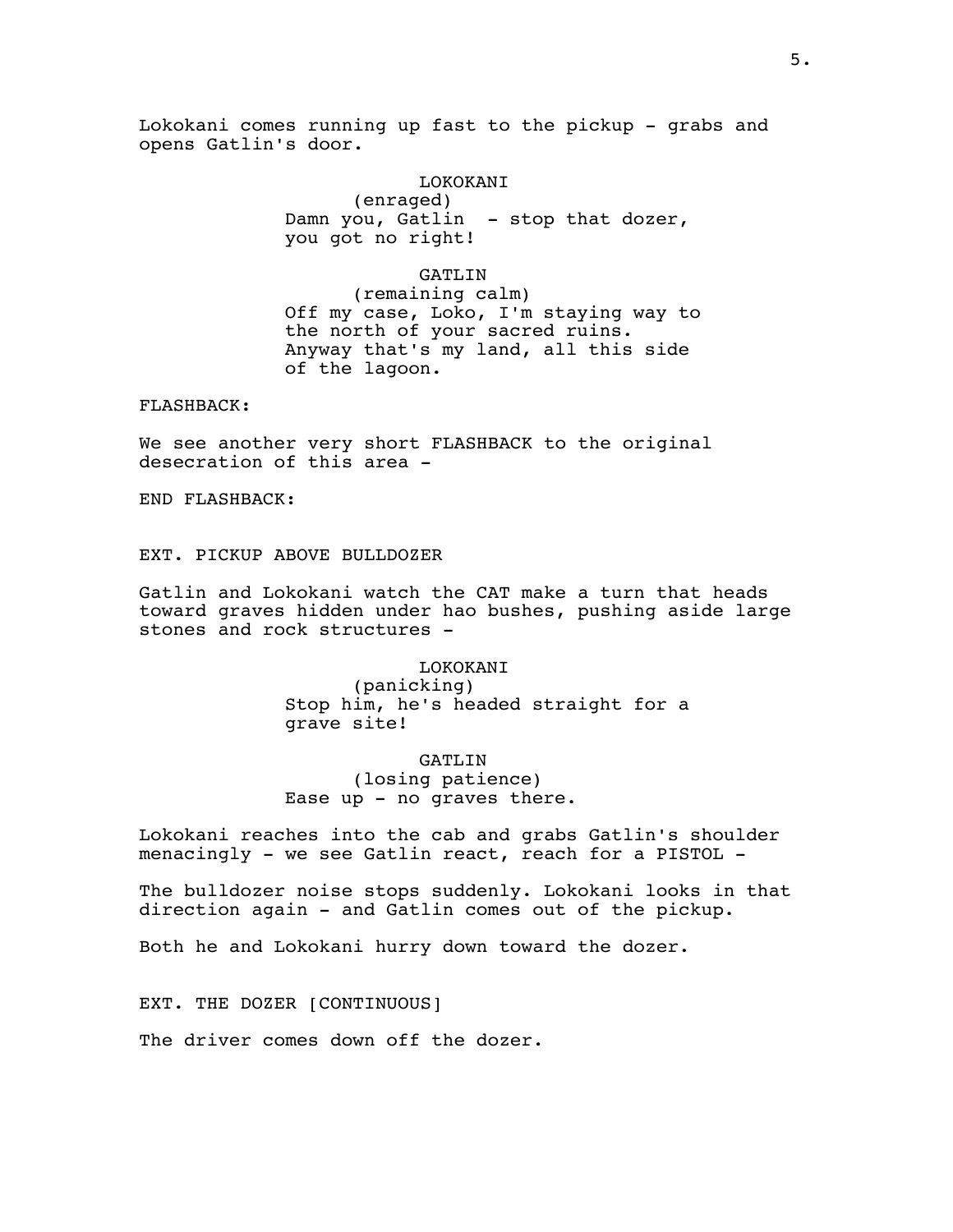Lokokani comes running up fast to the pickup - grabs and opens Gatlin's door.

LOKOKANI
(enraged)
Damn you, Gatlin - stop that dozer, you got no right!

GATLIN
(remaining calm)
Off my case, Loko, I'm staying way to the north of your sacred ruins. Anyway that's my land, all this side of the lagoon.

FLASHBACK:

We see another very short FLASHBACK to the original desecration of this area -

END FLASHBACK:

EXT. PICKUP ABOVE BULLDOZER

Gatlin and Lokokani watch the CAT make a turn that heads toward graves hidden under hao bushes, pushing aside large stones and rock structures -

LOKOKANI
(panicking)
Stop him, he's headed straight for a grave site!

GATLIN
(losing patience)
Ease up - no graves there.

Lokokani reaches into the cab and grabs Gatlin's shoulder menacingly - we see Gatlin react, reach for a PISTOL -

The bulldozer noise stops suddenly. Lokokani looks in that direction again - and Gatlin comes out of the pickup.

Both he and Lokokani hurry down toward the dozer.

EXT. THE DOZER [CONTINUOUS]

The driver comes down off the dozer.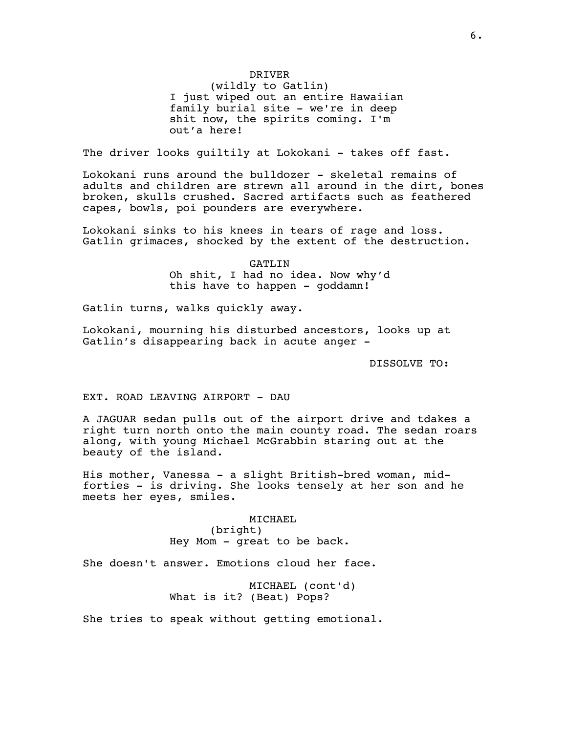DRIVER
(wildly to Gatlin)
I just wiped out an entire Hawaiian family burial site - we're in deep shit now, the spirits coming. I'm out'a here!

The driver looks guiltily at Lokokani - takes off fast.

Lokokani runs around the bulldozer - skeletal remains of adults and children are strewn all around in the dirt, bones broken, skulls crushed. Sacred artifacts such as feathered capes, bowls, poi pounders are everywhere.

Lokokani sinks to his knees in tears of rage and loss. Gatlin grimaces, shocked by the extent of the destruction.

GATLIN
Oh shit, I had no idea. Now why'd this have to happen - goddamn!

Gatlin turns, walks quickly away.

Lokokani, mourning his disturbed ancestors, looks up at Gatlin's disappearing back in acute anger -

DISSOLVE TO:

EXT. ROAD LEAVING AIRPORT - DAU

A JAGUAR sedan pulls out of the airport drive and tdakes a right turn north onto the main county road. The sedan roars along, with young Michael McGrabbin staring out at the beauty of the island.

His mother, Vanessa - a slight British-bred woman, mid-forties - is driving. She looks tensely at her son and he meets her eyes, smiles.

MICHAEL
(bright)
Hey Mom - great to be back.

She doesn't answer. Emotions cloud her face.

MICHAEL (cont'd)
What is it? (Beat) Pops?

She tries to speak without getting emotional.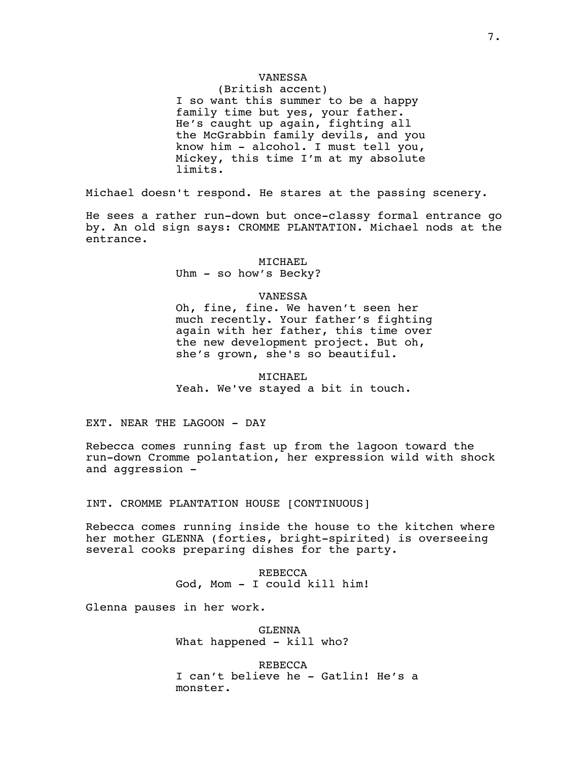VANESSA
(British accent)
I so want this summer to be a happy family time but yes, your father. He's caught up again, fighting all the McGrabbin family devils, and you know him - alcohol. I must tell you, Mickey, this time I'm at my absolute limits.

Michael doesn't respond. He stares at the passing scenery.

He sees a rather run-down but once-classy formal entrance go by. An old sign says: CROMME PLANTATION. Michael nods at the entrance.

MICHAEL
Uhm - so how's Becky?

VANESSA
Oh, fine, fine. We haven't seen her much recently. Your father's fighting again with her father, this time over the new development project. But oh, she's grown, she's so beautiful.

MICHAEL
Yeah. We've stayed a bit in touch.

EXT. NEAR THE LAGOON - DAY

Rebecca comes running fast up from the lagoon toward the run-down Cromme polantation, her expression wild with shock and aggression -

INT. CROMME PLANTATION HOUSE [CONTINUOUS]

Rebecca comes running inside the house to the kitchen where her mother GLENNA (forties, bright-spirited) is overseeing several cooks preparing dishes for the party.

REBECCA
God, Mom - I could kill him!

Glenna pauses in her work.

GLENNA
What happened - kill who?

REBECCA
I can't believe he - Gatlin! He's a monster.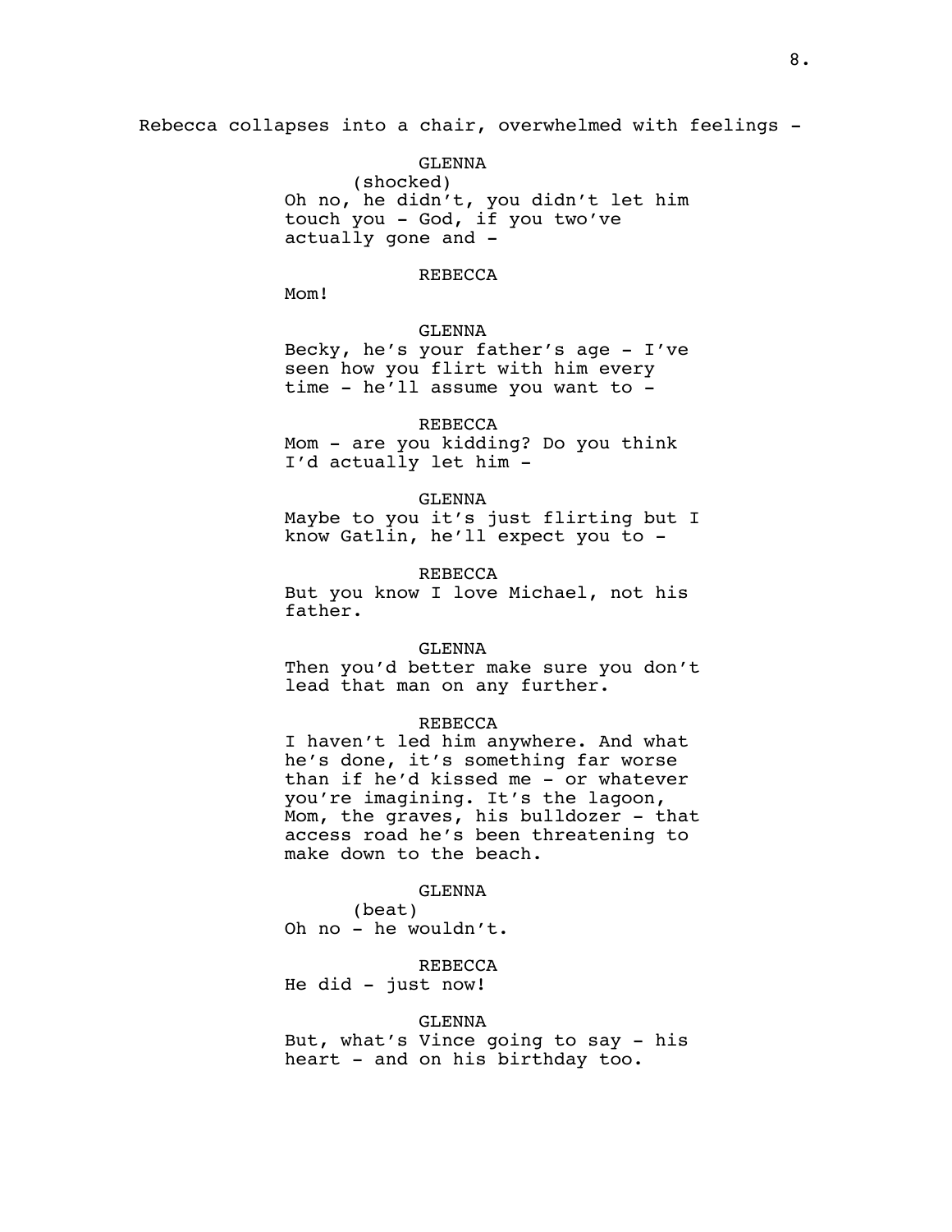Rebecca collapses into a chair, overwhelmed with feelings -

GLENNA
(shocked)
Oh no, he didn't, you didn't let him touch you - God, if you two've actually gone and -

REBECCA
Mom!

GLENNA
Becky, he's your father's age - I've seen how you flirt with him every time - he'll assume you want to -

REBECCA
Mom - are you kidding? Do you think I'd actually let him -

GLENNA
Maybe to you it's just flirting but I know Gatlin, he'll expect you to -

REBECCA
But you know I love Michael, not his father.

GLENNA
Then you'd better make sure you don't lead that man on any further.

REBECCA
I haven't led him anywhere. And what he's done, it's something far worse than if he'd kissed me - or whatever you're imagining. It's the lagoon, Mom, the graves, his bulldozer - that access road he's been threatening to make down to the beach.

GLENNA
(beat)
Oh no - he wouldn't.

REBECCA
He did - just now!

GLENNA
But, what's Vince going to say - his heart - and on his birthday too.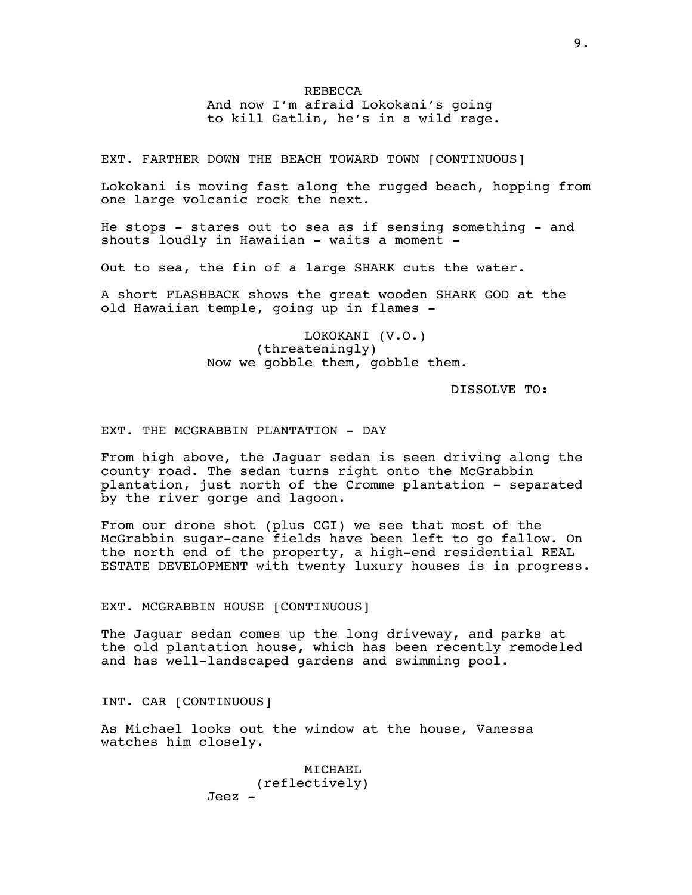REBECCA
And now I'm afraid Lokokani's going to kill Gatlin, he's in a wild rage.

EXT. FARTHER DOWN THE BEACH TOWARD TOWN [CONTINUOUS]

Lokokani is moving fast along the rugged beach, hopping from one large volcanic rock the next.

He stops - stares out to sea as if sensing something - and shouts loudly in Hawaiian - waits a moment -

Out to sea, the fin of a large SHARK cuts the water.

A short FLASHBACK shows the great wooden SHARK GOD at the old Hawaiian temple, going up in flames -

LOKOKANI (V.O.)
(threateningly)
Now we gobble them, gobble them.

DISSOLVE TO:

EXT. THE MCGRABBIN PLANTATION - DAY

From high above, the Jaguar sedan is seen driving along the county road. The sedan turns right onto the McGrabbin plantation, just north of the Cromme plantation - separated by the river gorge and lagoon.

From our drone shot (plus CGI) we see that most of the McGrabbin sugar-cane fields have been left to go fallow. On the north end of the property, a high-end residential REAL ESTATE DEVELOPMENT with twenty luxury houses is in progress.

EXT. MCGRABBIN HOUSE [CONTINUOUS]

The Jaguar sedan comes up the long driveway, and parks at the old plantation house, which has been recently remodeled and has well-landscaped gardens and swimming pool.

INT. CAR [CONTINUOUS]

As Michael looks out the window at the house, Vanessa watches him closely.

MICHAEL
(reflectively)
Jeez -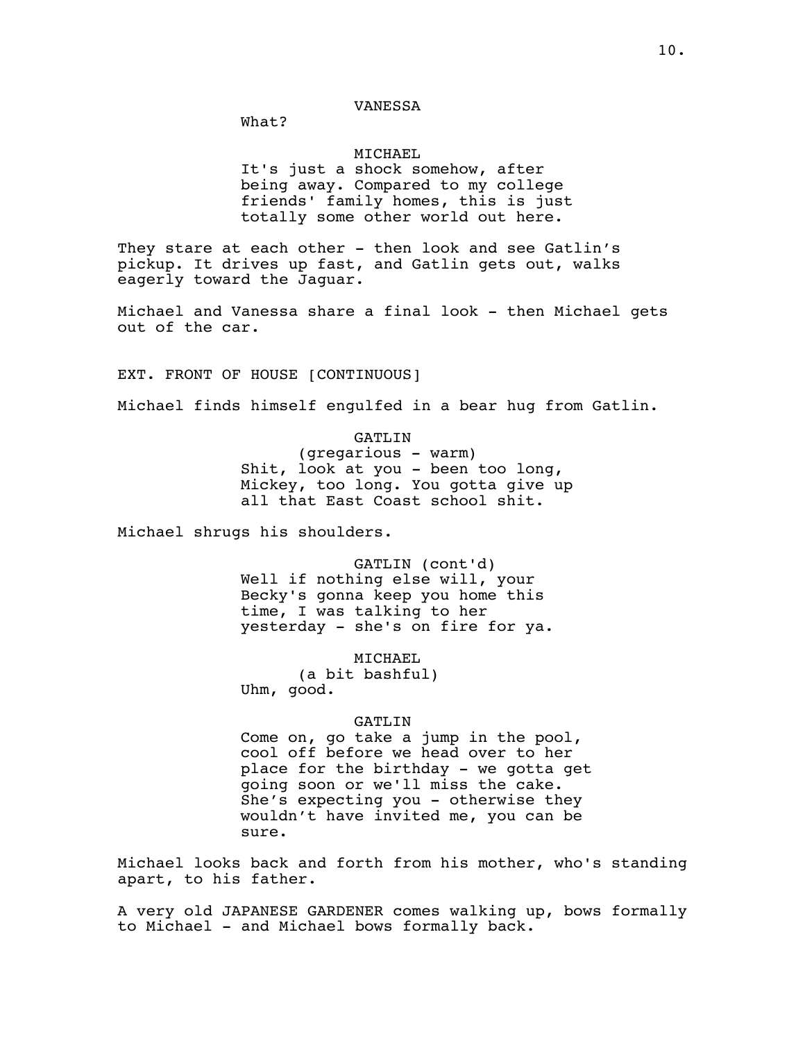VANESSA

What?

MICHAEL

It's just a shock somehow, after being away. Compared to my college friends' family homes, this is just totally some other world out here.

They stare at each other - then look and see Gatlin's pickup. It drives up fast, and Gatlin gets out, walks eagerly toward the Jaguar.

Michael and Vanessa share a final look - then Michael gets out of the car.

EXT. FRONT OF HOUSE [CONTINUOUS]

Michael finds himself engulfed in a bear hug from Gatlin.

GATLIN

(gregarious - warm)

Shit, look at you - been too long, Mickey, too long. You gotta give up all that East Coast school shit.

Michael shrugs his shoulders.

GATLIN (cont'd)

Well if nothing else will, your Becky's gonna keep you home this time, I was talking to her yesterday - she's on fire for ya.

MICHAEL

(a bit bashful)

Uhm, good.

GATLIN

Come on, go take a jump in the pool, cool off before we head over to her place for the birthday - we gotta get going soon or we'll miss the cake. She's expecting you - otherwise they wouldn't have invited me, you can be sure.

Michael looks back and forth from his mother, who's standing apart, to his father.

A very old JAPANESE GARDENER comes walking up, bows formally to Michael - and Michael bows formally back.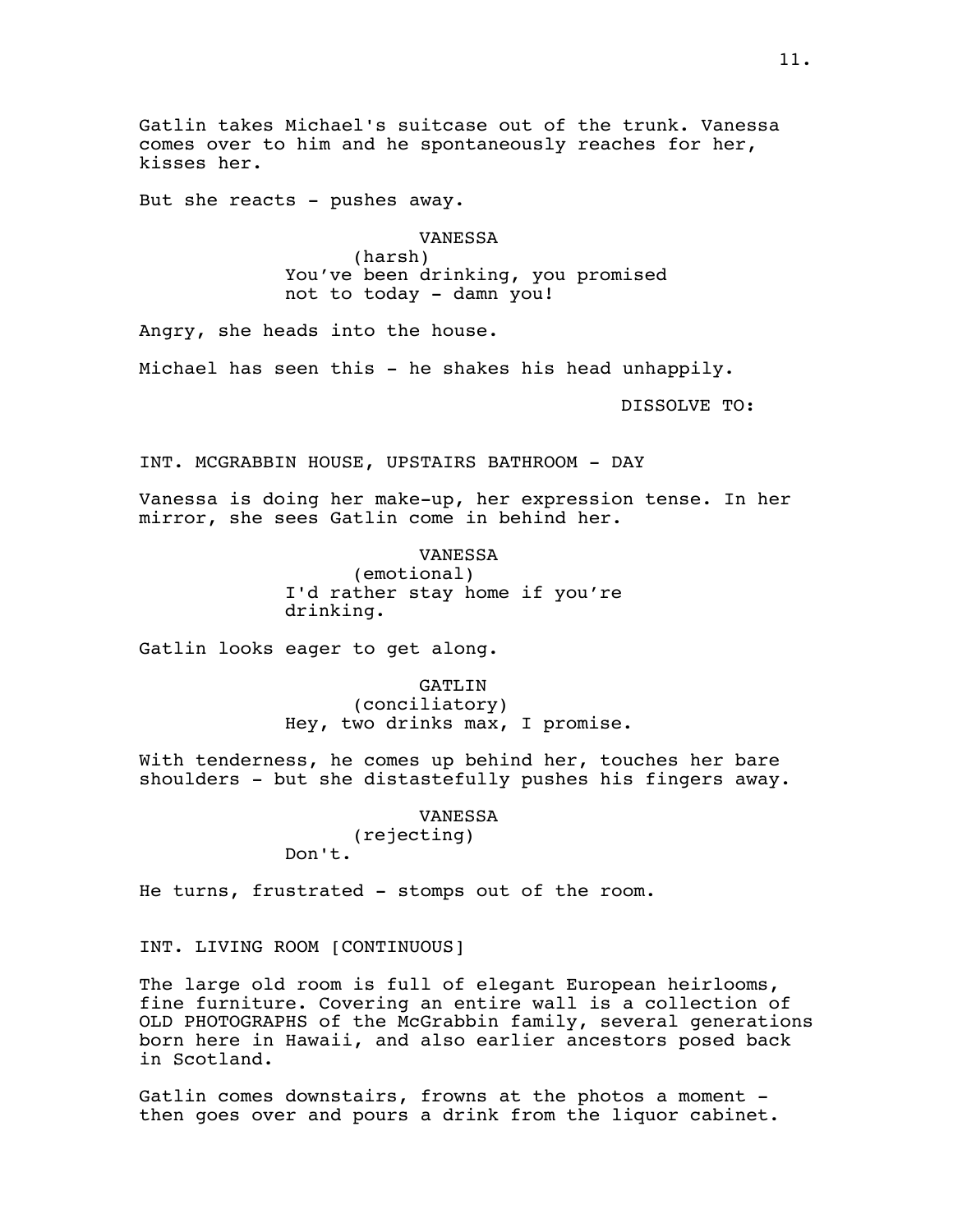Gatlin takes Michael's suitcase out of the trunk. Vanessa comes over to him and he spontaneously reaches for her, kisses her.

But she reacts - pushes away.

VANESSA
(harsh)
You've been drinking, you promised not to today - damn you!

Angry, she heads into the house.

Michael has seen this - he shakes his head unhappily.

DISSOLVE TO:

INT. MCGRABBIN HOUSE, UPSTAIRS BATHROOM - DAY

Vanessa is doing her make-up, her expression tense. In her mirror, she sees Gatlin come in behind her.

VANESSA
(emotional)
I'd rather stay home if you're drinking.

Gatlin looks eager to get along.

GATLIN
(conciliatory)
Hey, two drinks max, I promise.

With tenderness, he comes up behind her, touches her bare shoulders - but she distastefully pushes his fingers away.

VANESSA
(rejecting)
Don't.

He turns, frustrated - stomps out of the room.

INT. LIVING ROOM [CONTINUOUS]

The large old room is full of elegant European heirlooms, fine furniture. Covering an entire wall is a collection of OLD PHOTOGRAPHS of the McGrabbin family, several generations born here in Hawaii, and also earlier ancestors posed back in Scotland.

Gatlin comes downstairs, frowns at the photos a moment - then goes over and pours a drink from the liquor cabinet.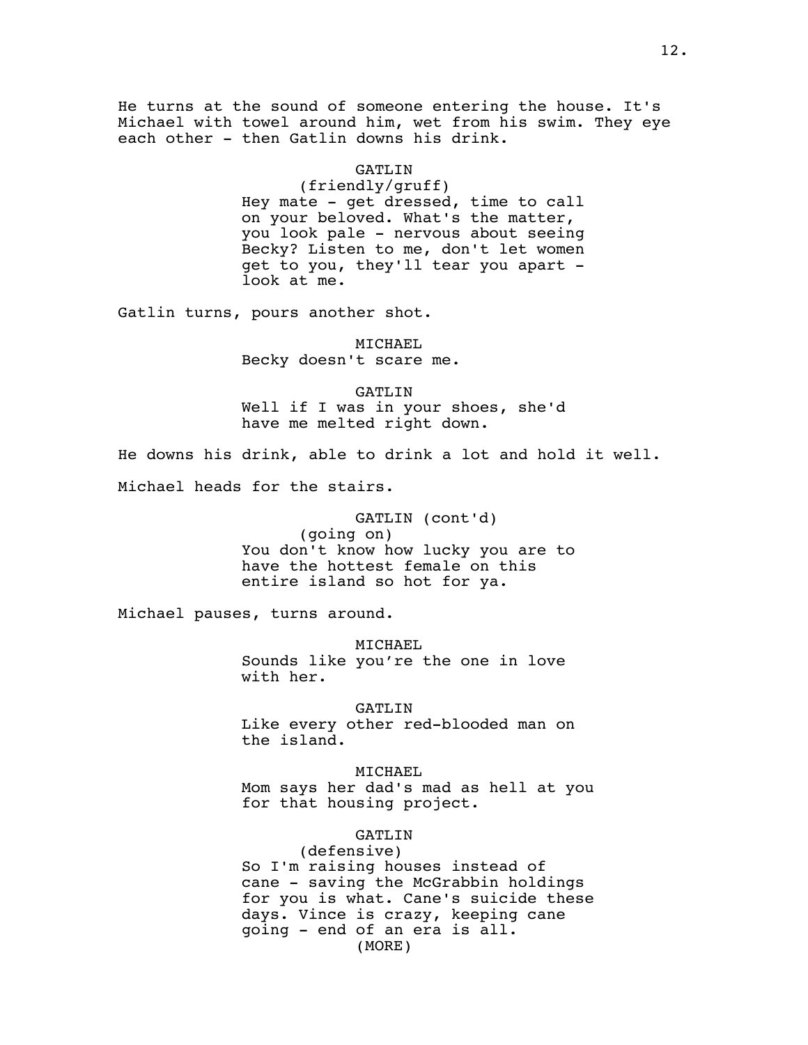He turns at the sound of someone entering the house. It's Michael with towel around him, wet from his swim. They eye each other - then Gatlin downs his drink.

GATLIN
(friendly/gruff)
Hey mate - get dressed, time to call on your beloved. What's the matter, you look pale - nervous about seeing Becky? Listen to me, don't let women get to you, they'll tear you apart - look at me.

Gatlin turns, pours another shot.

MICHAEL
Becky doesn't scare me.

GATLIN
Well if I was in your shoes, she'd have me melted right down.

He downs his drink, able to drink a lot and hold it well.

Michael heads for the stairs.

GATLIN (cont'd)
(going on)
You don't know how lucky you are to have the hottest female on this entire island so hot for ya.

Michael pauses, turns around.

MICHAEL
Sounds like you're the one in love with her.

GATLIN
Like every other red-blooded man on the island.

MICHAEL
Mom says her dad's mad as hell at you for that housing project.

GATLIN
(defensive)
So I'm raising houses instead of cane - saving the McGrabbin holdings for you is what. Cane's suicide these days. Vince is crazy, keeping cane going - end of an era is all.
(MORE)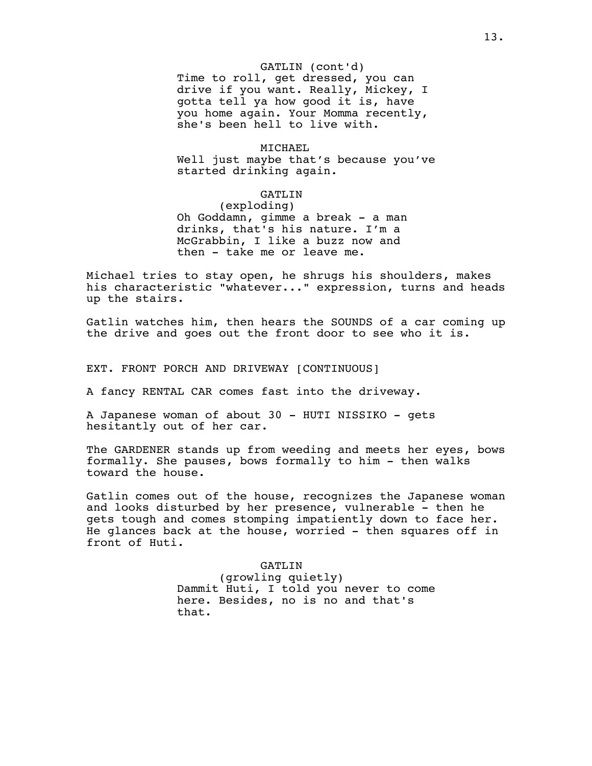GATLIN (cont'd)
Time to roll, get dressed, you can drive if you want. Really, Mickey, I gotta tell ya how good it is, have you home again. Your Momma recently, she's been hell to live with.

MICHAEL
Well just maybe that's because you've started drinking again.

GATLIN
(exploding)
Oh Goddamn, gimme a break - a man drinks, that's his nature. I'm a McGrabbin, I like a buzz now and then - take me or leave me.

Michael tries to stay open, he shrugs his shoulders, makes his characteristic "whatever..." expression, turns and heads up the stairs.

Gatlin watches him, then hears the SOUNDS of a car coming up the drive and goes out the front door to see who it is.

EXT. FRONT PORCH AND DRIVEWAY [CONTINUOUS]

A fancy RENTAL CAR comes fast into the driveway.

A Japanese woman of about 30 - HUTI NISSIKO - gets hesitantly out of her car.

The GARDENER stands up from weeding and meets her eyes, bows formally. She pauses, bows formally to him - then walks toward the house.

Gatlin comes out of the house, recognizes the Japanese woman and looks disturbed by her presence, vulnerable - then he gets tough and comes stomping impatiently down to face her. He glances back at the house, worried - then squares off in front of Huti.

GATLIN
(growling quietly)
Dammit Huti, I told you never to come here. Besides, no is no and that's that.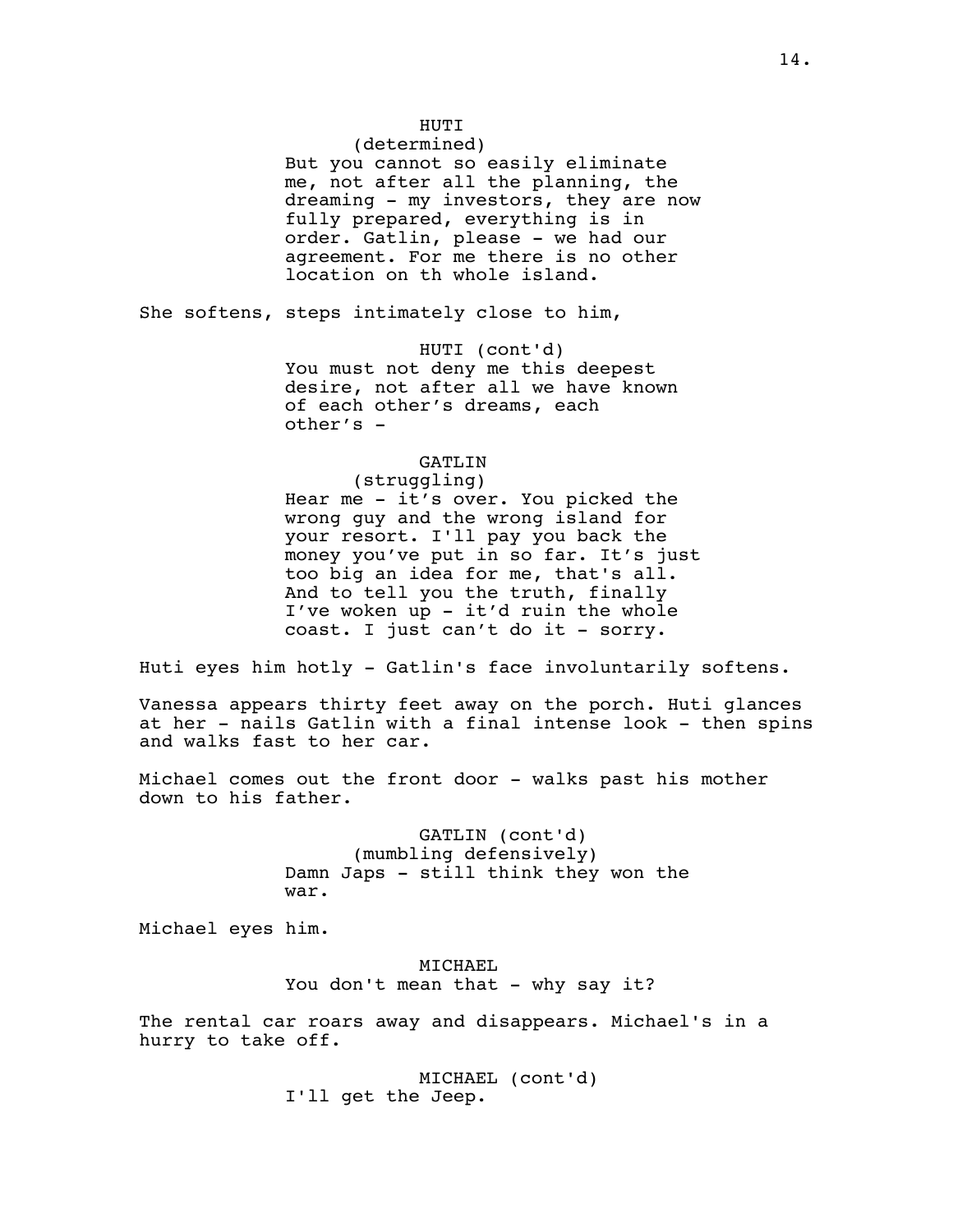HUTI
(determined)
But you cannot so easily eliminate me, not after all the planning, the dreaming - my investors, they are now fully prepared, everything is in order. Gatlin, please - we had our agreement. For me there is no other location on th whole island.

She softens, steps intimately close to him,

HUTI (cont'd)
You must not deny me this deepest desire, not after all we have known of each other's dreams, each other's -

GATLIN
(struggling)
Hear me - it's over. You picked the wrong guy and the wrong island for your resort. I'll pay you back the money you've put in so far. It's just too big an idea for me, that's all. And to tell you the truth, finally I've woken up - it'd ruin the whole coast. I just can't do it - sorry.

Huti eyes him hotly - Gatlin's face involuntarily softens.

Vanessa appears thirty feet away on the porch. Huti glances at her - nails Gatlin with a final intense look - then spins and walks fast to her car.

Michael comes out the front door - walks past his mother down to his father.

GATLIN (cont'd)
(mumbling defensively)
Damn Japs - still think they won the war.

Michael eyes him.

MICHAEL
You don't mean that - why say it?

The rental car roars away and disappears. Michael's in a hurry to take off.

MICHAEL (cont'd)
I'll get the Jeep.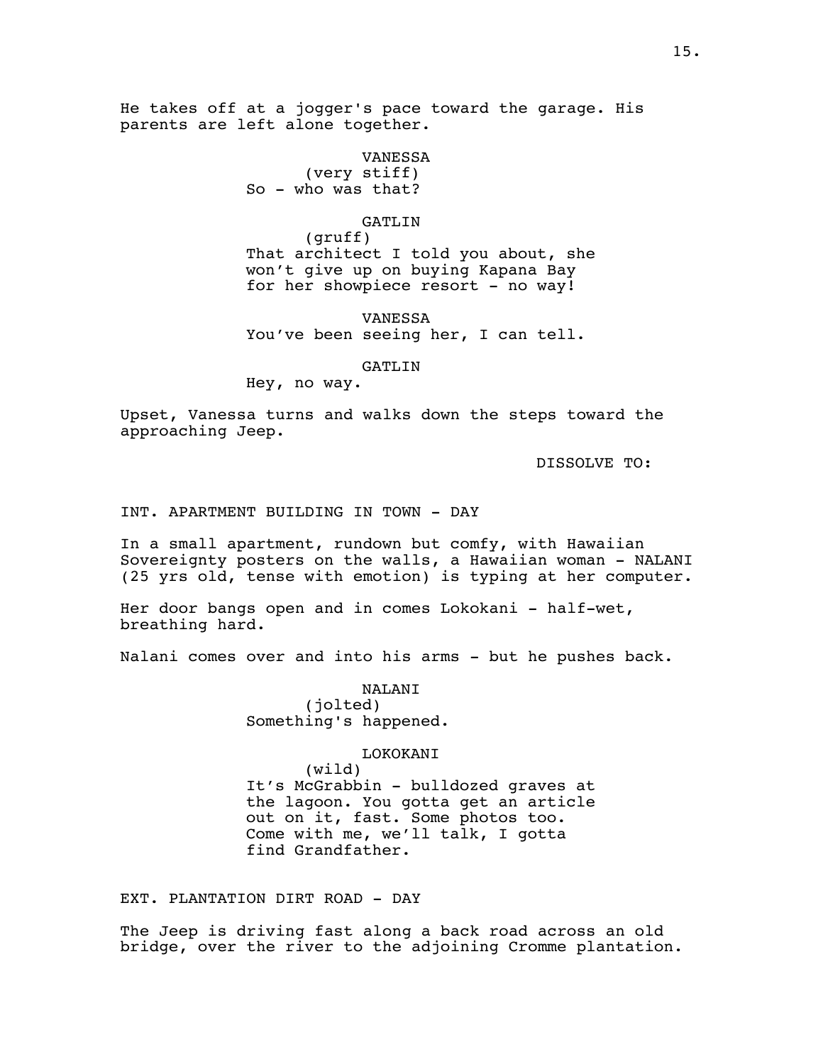He takes off at a jogger's pace toward the garage. His parents are left alone together.

VANESSA
(very stiff)
So - who was that?

GATLIN
(gruff)
That architect I told you about, she won't give up on buying Kapana Bay for her showpiece resort - no way!

VANESSA
You've been seeing her, I can tell.

GATLIN
Hey, no way.

Upset, Vanessa turns and walks down the steps toward the approaching Jeep.

DISSOLVE TO:

INT. APARTMENT BUILDING IN TOWN - DAY

In a small apartment, rundown but comfy, with Hawaiian Sovereignty posters on the walls, a Hawaiian woman - NALANI (25 yrs old, tense with emotion) is typing at her computer.

Her door bangs open and in comes Lokokani - half-wet, breathing hard.

Nalani comes over and into his arms - but he pushes back.

NALANI
(jolted)
Something's happened.

LOKOKANI
(wild)
It's McGrabbin - bulldozed graves at the lagoon. You gotta get an article out on it, fast. Some photos too. Come with me, we'll talk, I gotta find Grandfather.

EXT. PLANTATION DIRT ROAD - DAY

The Jeep is driving fast along a back road across an old bridge, over the river to the adjoining Cromme plantation.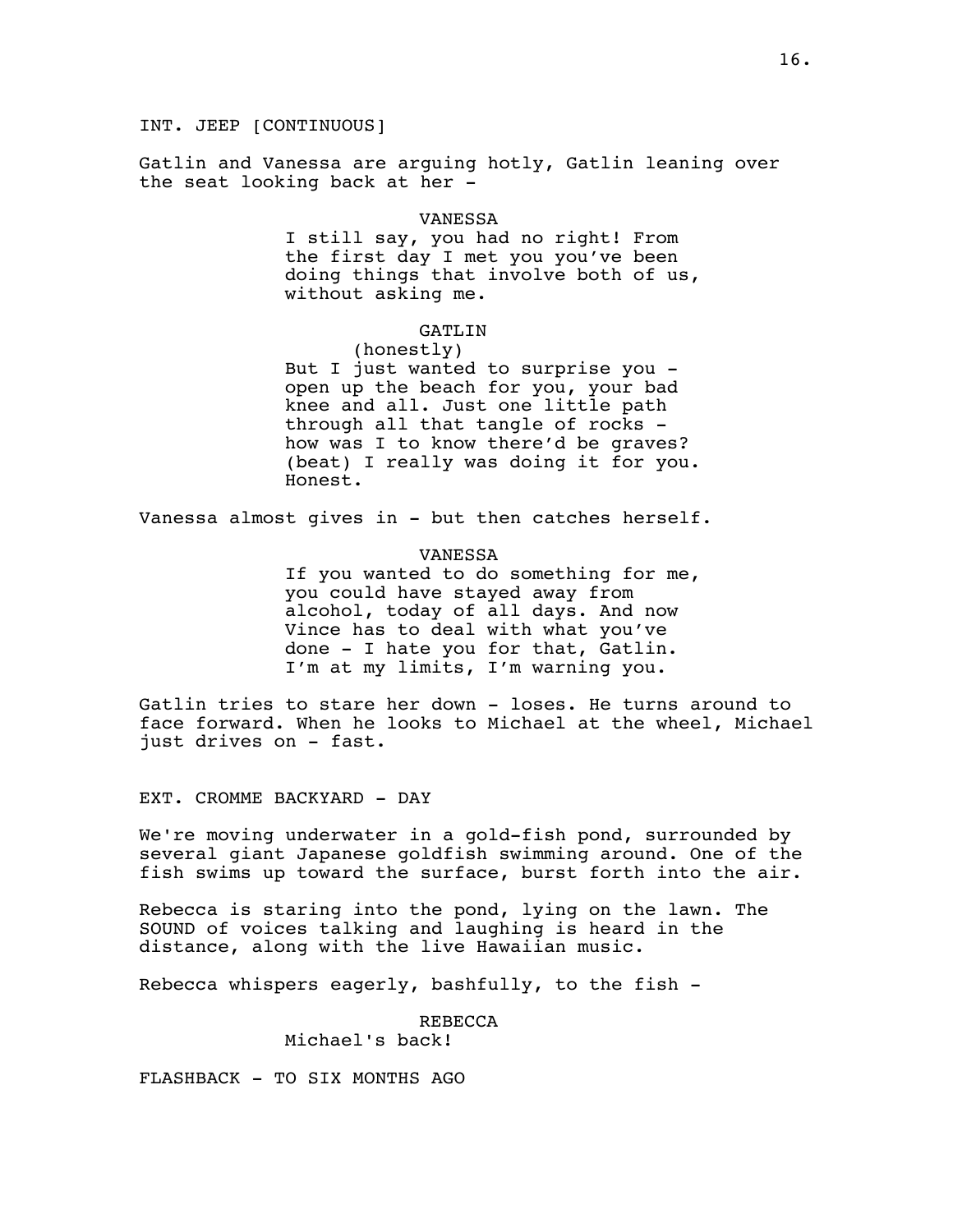INT. JEEP [CONTINUOUS]

Gatlin and Vanessa are arguing hotly, Gatlin leaning over the seat looking back at her -

VANESSA
I still say, you had no right! From the first day I met you you've been doing things that involve both of us, without asking me.

GATLIN
(honestly)
But I just wanted to surprise you - open up the beach for you, your bad knee and all. Just one little path through all that tangle of rocks - how was I to know there'd be graves? (beat) I really was doing it for you. Honest.

Vanessa almost gives in - but then catches herself.

VANESSA
If you wanted to do something for me, you could have stayed away from alcohol, today of all days. And now Vince has to deal with what you've done - I hate you for that, Gatlin. I'm at my limits, I'm warning you.

Gatlin tries to stare her down - loses. He turns around to face forward. When he looks to Michael at the wheel, Michael just drives on - fast.

EXT. CROMME BACKYARD - DAY

We're moving underwater in a gold-fish pond, surrounded by several giant Japanese goldfish swimming around. One of the fish swims up toward the surface, burst forth into the air.

Rebecca is staring into the pond, lying on the lawn. The SOUND of voices talking and laughing is heard in the distance, along with the live Hawaiian music.

Rebecca whispers eagerly, bashfully, to the fish -

REBECCA
Michael's back!

FLASHBACK - TO SIX MONTHS AGO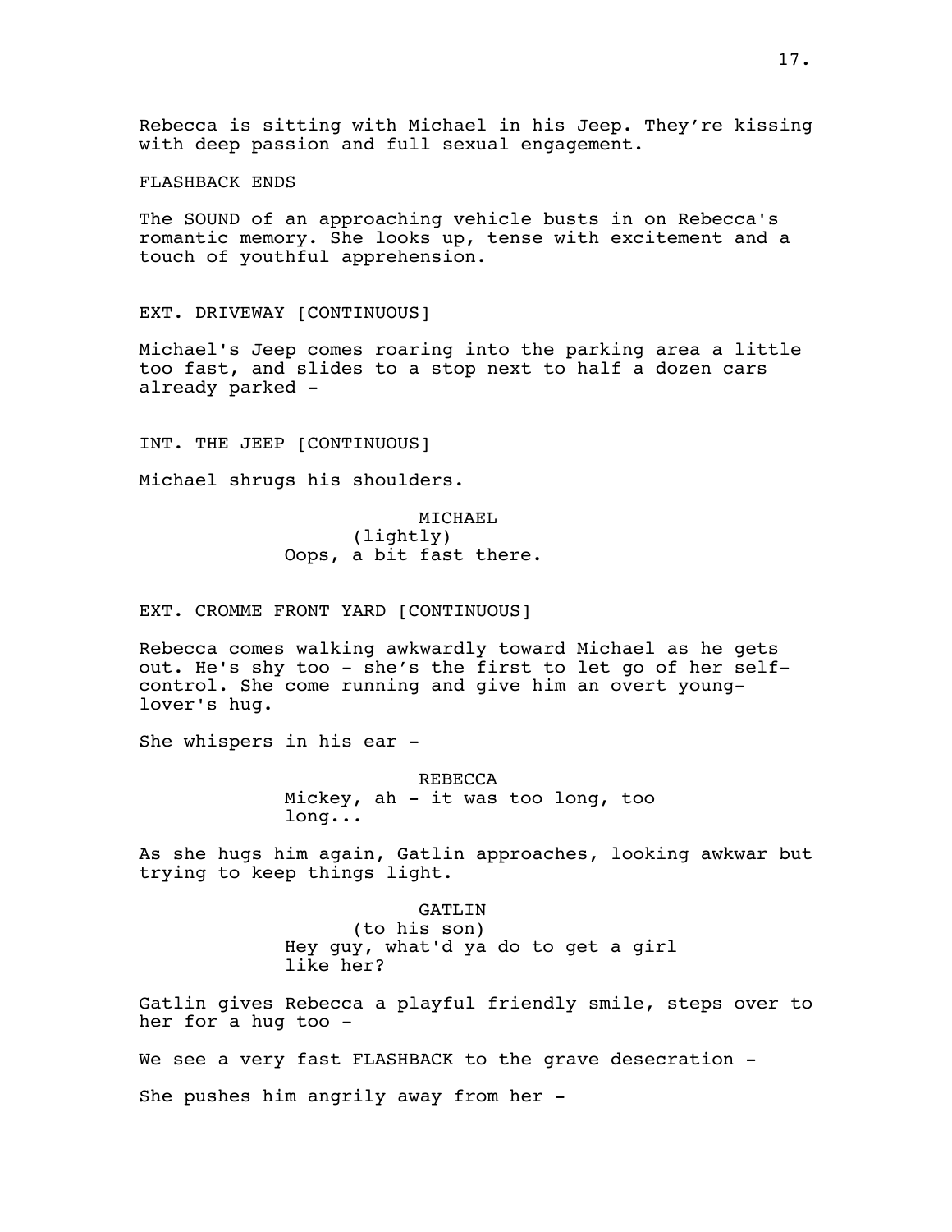Rebecca is sitting with Michael in his Jeep. They're kissing with deep passion and full sexual engagement.

FLASHBACK ENDS

The SOUND of an approaching vehicle busts in on Rebecca's romantic memory. She looks up, tense with excitement and a touch of youthful apprehension.

EXT. DRIVEWAY [CONTINUOUS]

Michael's Jeep comes roaring into the parking area a little too fast, and slides to a stop next to half a dozen cars already parked -

INT. THE JEEP [CONTINUOUS]

Michael shrugs his shoulders.

MICHAEL
(lightly)
Oops, a bit fast there.

EXT. CROMME FRONT YARD [CONTINUOUS]

Rebecca comes walking awkwardly toward Michael as he gets out. He's shy too - she's the first to let go of her self-control. She come running and give him an overt young-lover's hug.

She whispers in his ear -

REBECCA
Mickey, ah - it was too long, too long...

As she hugs him again, Gatlin approaches, looking awkwar but trying to keep things light.

GATLIN
(to his son)
Hey guy, what'd ya do to get a girl like her?

Gatlin gives Rebecca a playful friendly smile, steps over to her for a hug too -

We see a very fast FLASHBACK to the grave desecration -

She pushes him angrily away from her -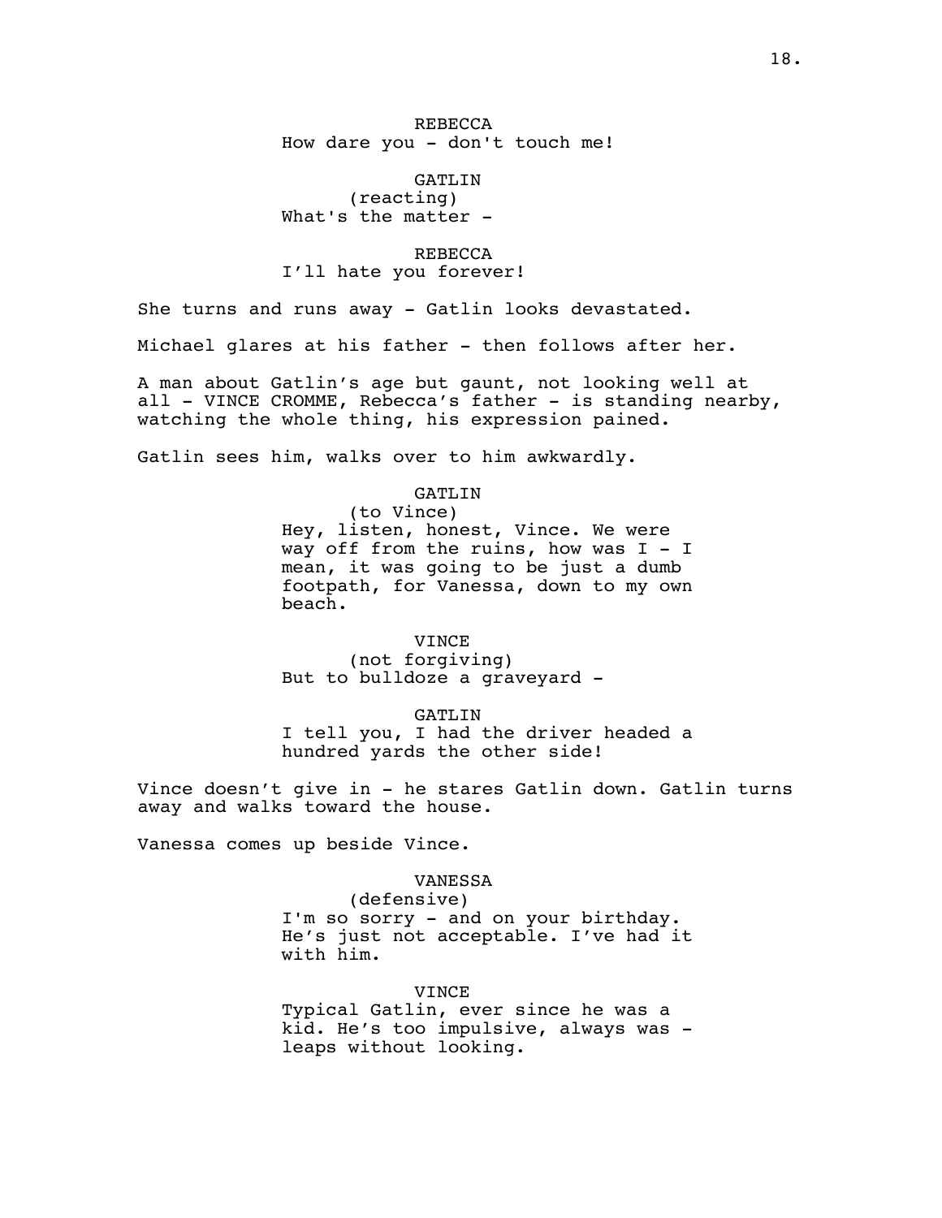REBECCA
How dare you - don't touch me!

GATLIN
(reacting)
What's the matter -

REBECCA
I'll hate you forever!

She turns and runs away - Gatlin looks devastated.

Michael glares at his father - then follows after her.

A man about Gatlin's age but gaunt, not looking well at all - VINCE CROMME, Rebecca's father - is standing nearby, watching the whole thing, his expression pained.

Gatlin sees him, walks over to him awkwardly.

GATLIN
(to Vince)
Hey, listen, honest, Vince. We were way off from the ruins, how was I - I mean, it was going to be just a dumb footpath, for Vanessa, down to my own beach.

VINCE
(not forgiving)
But to bulldoze a graveyard -

GATLIN
I tell you, I had the driver headed a hundred yards the other side!

Vince doesn't give in - he stares Gatlin down. Gatlin turns away and walks toward the house.

Vanessa comes up beside Vince.

VANESSA
(defensive)
I'm so sorry - and on your birthday. He's just not acceptable. I've had it with him.

VINCE
Typical Gatlin, ever since he was a kid. He's too impulsive, always was - leaps without looking.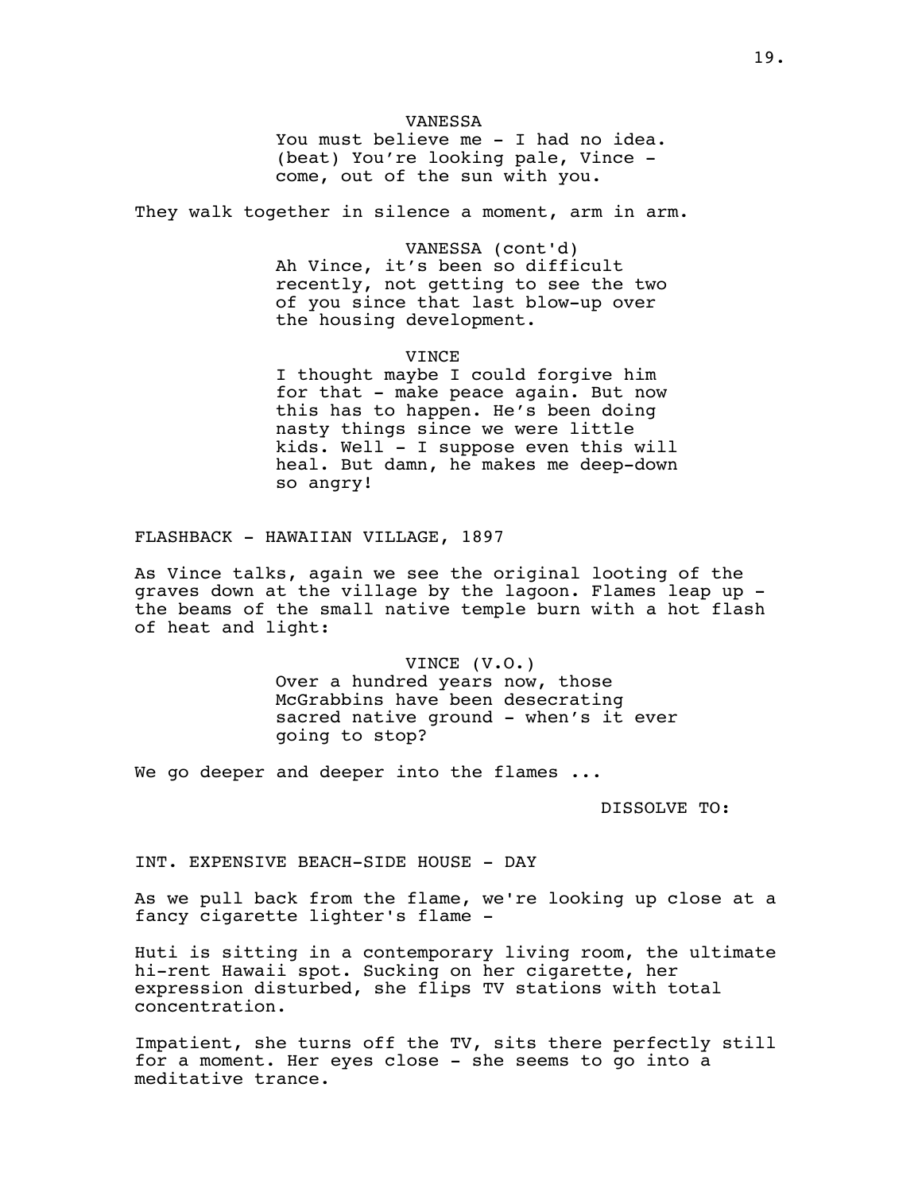VANESSA

You must believe me - I had no idea. (beat) You're looking pale, Vince - come, out of the sun with you.

They walk together in silence a moment, arm in arm.

VANESSA (cont'd)

Ah Vince, it's been so difficult recently, not getting to see the two of you since that last blow-up over the housing development.

VINCE

I thought maybe I could forgive him for that - make peace again. But now this has to happen. He's been doing nasty things since we were little kids. Well - I suppose even this will heal. But damn, he makes me deep-down so angry!

FLASHBACK - HAWAIIAN VILLAGE, 1897

As Vince talks, again we see the original looting of the graves down at the village by the lagoon. Flames leap up - the beams of the small native temple burn with a hot flash of heat and light:

VINCE (V.O.)

Over a hundred years now, those McGrabbins have been desecrating sacred native ground - when's it ever going to stop?

We go deeper and deeper into the flames ...

DISSOLVE TO:

INT. EXPENSIVE BEACH-SIDE HOUSE - DAY

As we pull back from the flame, we're looking up close at a fancy cigarette lighter's flame -

Huti is sitting in a contemporary living room, the ultimate hi-rent Hawaii spot. Sucking on her cigarette, her expression disturbed, she flips TV stations with total concentration.

Impatient, she turns off the TV, sits there perfectly still for a moment. Her eyes close - she seems to go into a meditative trance.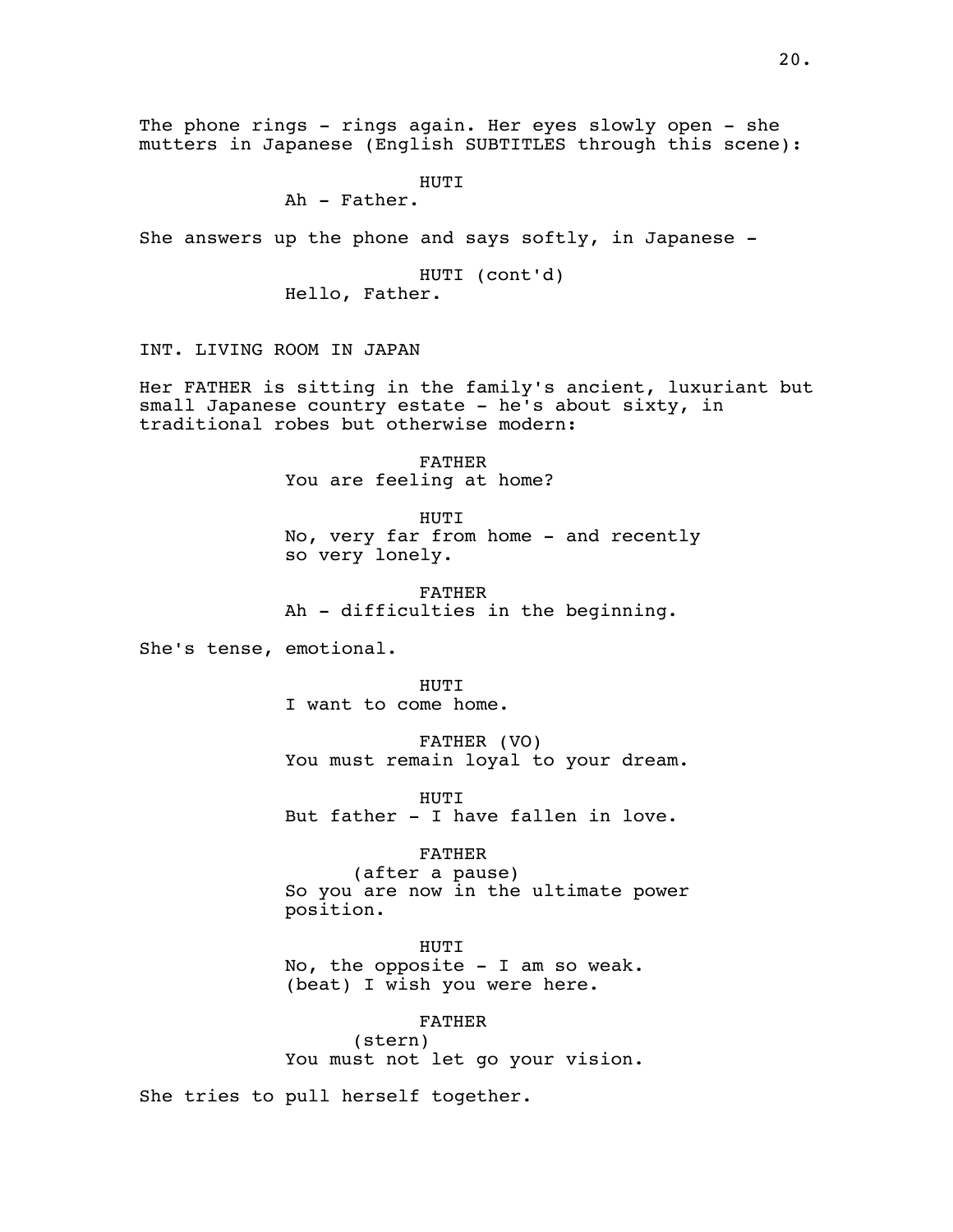The phone rings - rings again. Her eyes slowly open - she mutters in Japanese (English SUBTITLES through this scene):

HUTI
Ah - Father.

She answers up the phone and says softly, in Japanese -

HUTI (cont'd)
Hello, Father.

INT. LIVING ROOM IN JAPAN

Her FATHER is sitting in the family's ancient, luxuriant but small Japanese country estate - he's about sixty, in traditional robes but otherwise modern:

FATHER
You are feeling at home?

HUTI
No, very far from home - and recently so very lonely.

FATHER
Ah - difficulties in the beginning.

She's tense, emotional.

HUTI
I want to come home.

FATHER (VO)
You must remain loyal to your dream.

HUTI
But father - I have fallen in love.

FATHER
(after a pause)
So you are now in the ultimate power position.

HUTI
No, the opposite - I am so weak.
(beat) I wish you were here.

FATHER
(stern)
You must not let go your vision.

She tries to pull herself together.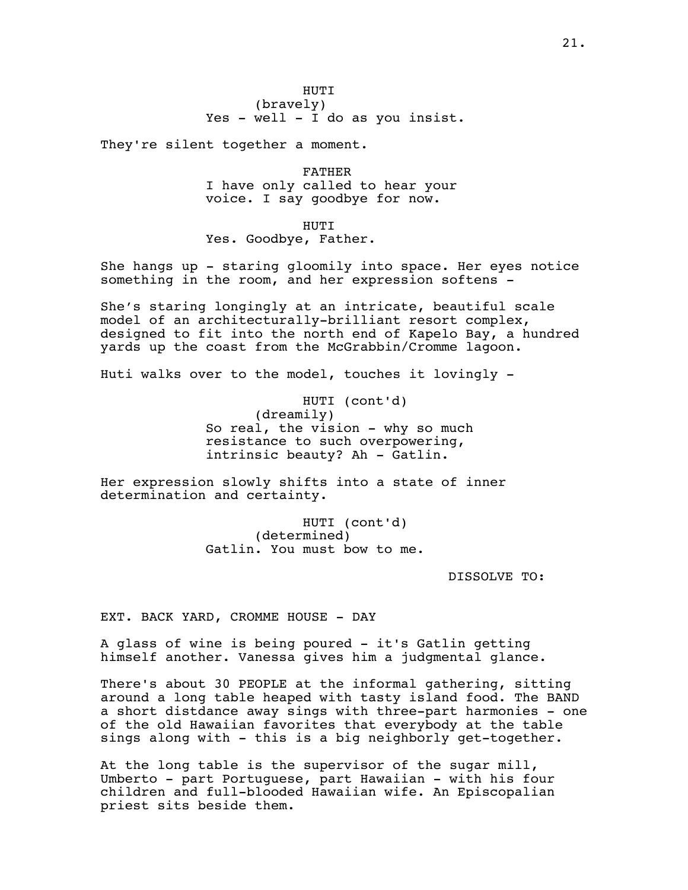HUTI
(bravely)
Yes - well - I do as you insist.

They're silent together a moment.

FATHER
I have only called to hear your voice. I say goodbye for now.

HUTI
Yes. Goodbye, Father.

She hangs up - staring gloomily into space. Her eyes notice something in the room, and her expression softens -

She's staring longingly at an intricate, beautiful scale model of an architecturally-brilliant resort complex, designed to fit into the north end of Kapelo Bay, a hundred yards up the coast from the McGrabbin/Cromme lagoon.

Huti walks over to the model, touches it lovingly -

HUTI (cont'd)
(dreamily)
So real, the vision - why so much resistance to such overpowering, intrinsic beauty? Ah - Gatlin.

Her expression slowly shifts into a state of inner determination and certainty.

HUTI (cont'd)
(determined)
Gatlin. You must bow to me.

DISSOLVE TO:

EXT. BACK YARD, CROMME HOUSE - DAY

A glass of wine is being poured - it's Gatlin getting himself another. Vanessa gives him a judgmental glance.

There's about 30 PEOPLE at the informal gathering, sitting around a long table heaped with tasty island food. The BAND a short distdance away sings with three-part harmonies - one of the old Hawaiian favorites that everybody at the table sings along with - this is a big neighborly get-together.

At the long table is the supervisor of the sugar mill, Umberto - part Portuguese, part Hawaiian - with his four children and full-blooded Hawaiian wife. An Episcopalian priest sits beside them.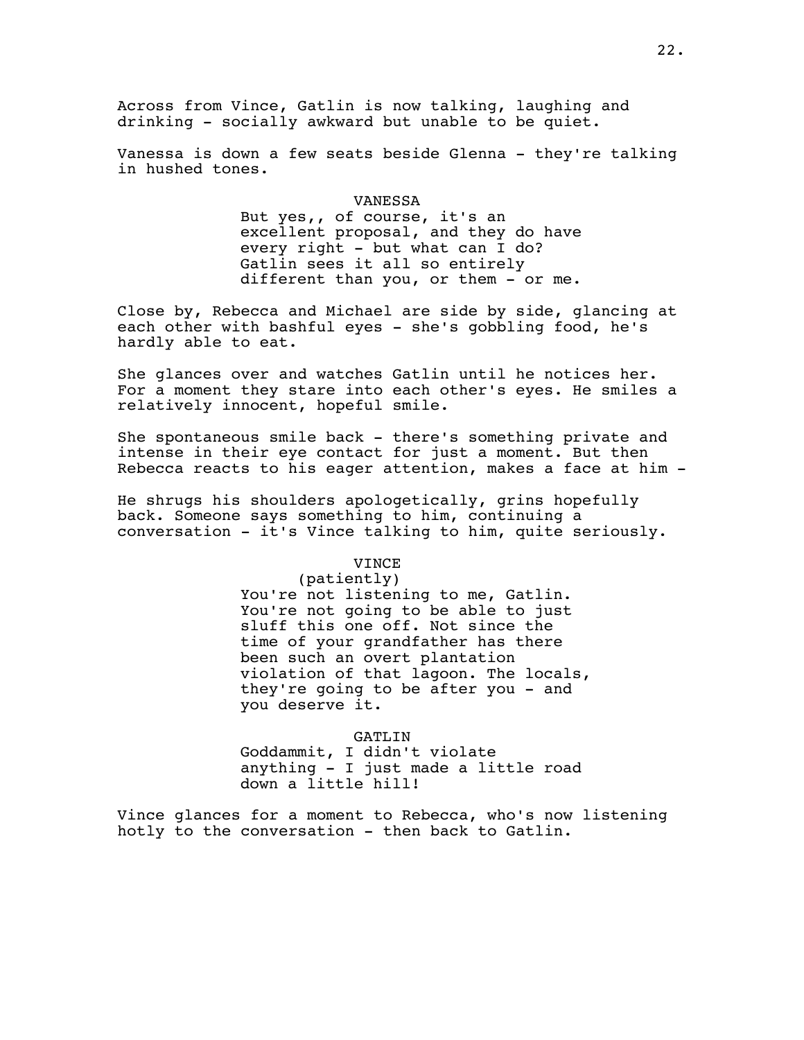Across from Vince, Gatlin is now talking, laughing and drinking - socially awkward but unable to be quiet.

Vanessa is down a few seats beside Glenna - they're talking in hushed tones.

VANESSA

But yes,, of course, it's an excellent proposal, and they do have every right - but what can I do? Gatlin sees it all so entirely different than you, or them - or me.

Close by, Rebecca and Michael are side by side, glancing at each other with bashful eyes - she's gobbling food, he's hardly able to eat.

She glances over and watches Gatlin until he notices her. For a moment they stare into each other's eyes. He smiles a relatively innocent, hopeful smile.

She spontaneous smile back - there's something private and intense in their eye contact for just a moment. But then Rebecca reacts to his eager attention, makes a face at him -

He shrugs his shoulders apologetically, grins hopefully back. Someone says something to him, continuing a conversation - it's Vince talking to him, quite seriously.

VINCE

(patiently)

You're not listening to me, Gatlin. You're not going to be able to just sluff this one off. Not since the time of your grandfather has there been such an overt plantation violation of that lagoon. The locals, they're going to be after you - and you deserve it.

GATLIN

Goddammit, I didn't violate anything - I just made a little road down a little hill!

Vince glances for a moment to Rebecca, who's now listening hotly to the conversation - then back to Gatlin.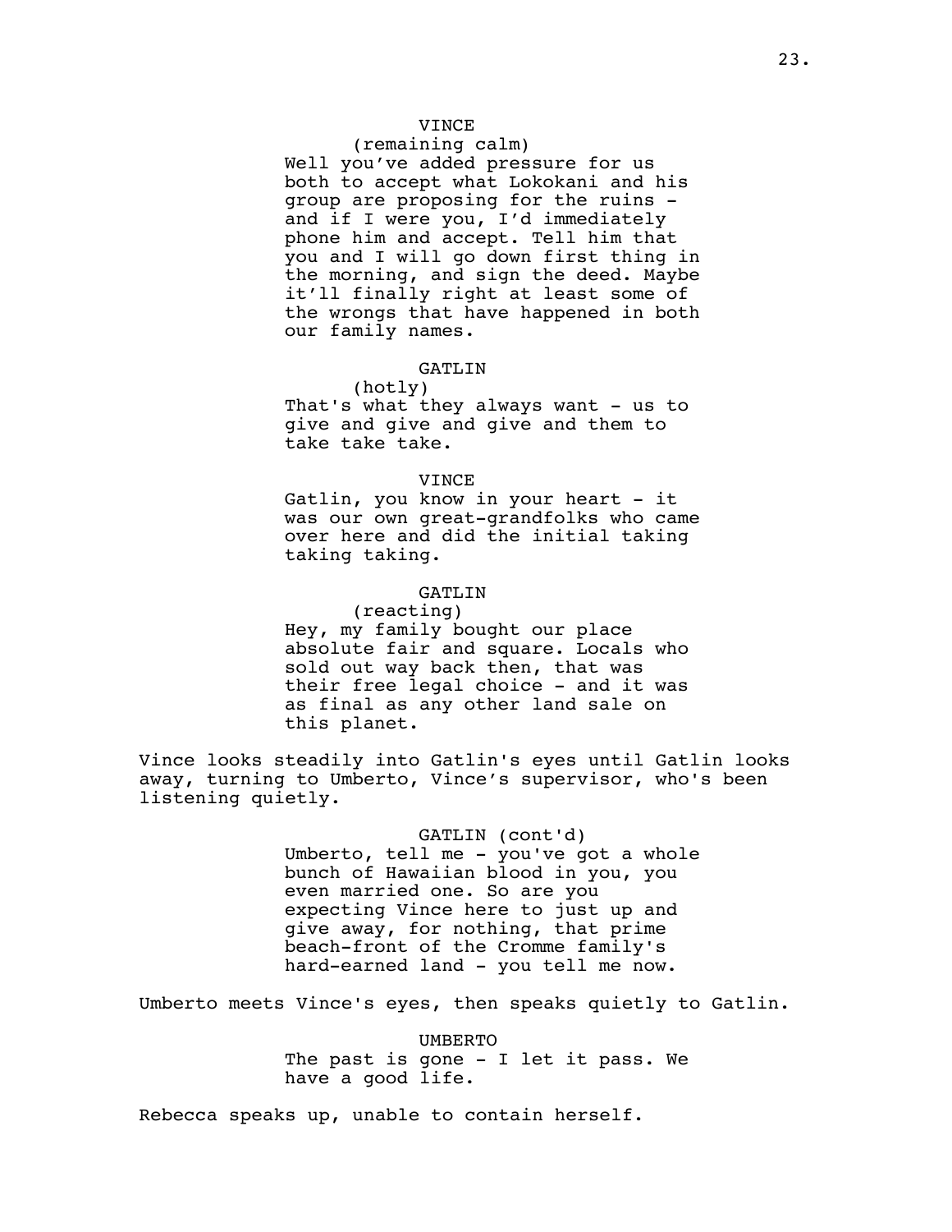VINCE

(remaining calm)

Well you've added pressure for us both to accept what Lokokani and his group are proposing for the ruins - and if I were you, I'd immediately phone him and accept. Tell him that you and I will go down first thing in the morning, and sign the deed. Maybe it'll finally right at least some of the wrongs that have happened in both our family names.

GATLIN

(hotly)

That's what they always want - us to give and give and give and them to take take take.

VINCE

Gatlin, you know in your heart - it was our own great-grandfolks who came over here and did the initial taking taking taking.

GATLIN

(reacting)

Hey, my family bought our place absolute fair and square. Locals who sold out way back then, that was their free legal choice - and it was as final as any other land sale on this planet.

Vince looks steadily into Gatlin's eyes until Gatlin looks away, turning to Umberto, Vince's supervisor, who's been listening quietly.

GATLIN (cont'd)

Umberto, tell me - you've got a whole bunch of Hawaiian blood in you, you even married one. So are you expecting Vince here to just up and give away, for nothing, that prime beach-front of the Cromme family's hard-earned land - you tell me now.

Umberto meets Vince's eyes, then speaks quietly to Gatlin.

UMBERTO

The past is gone - I let it pass. We have a good life.

Rebecca speaks up, unable to contain herself.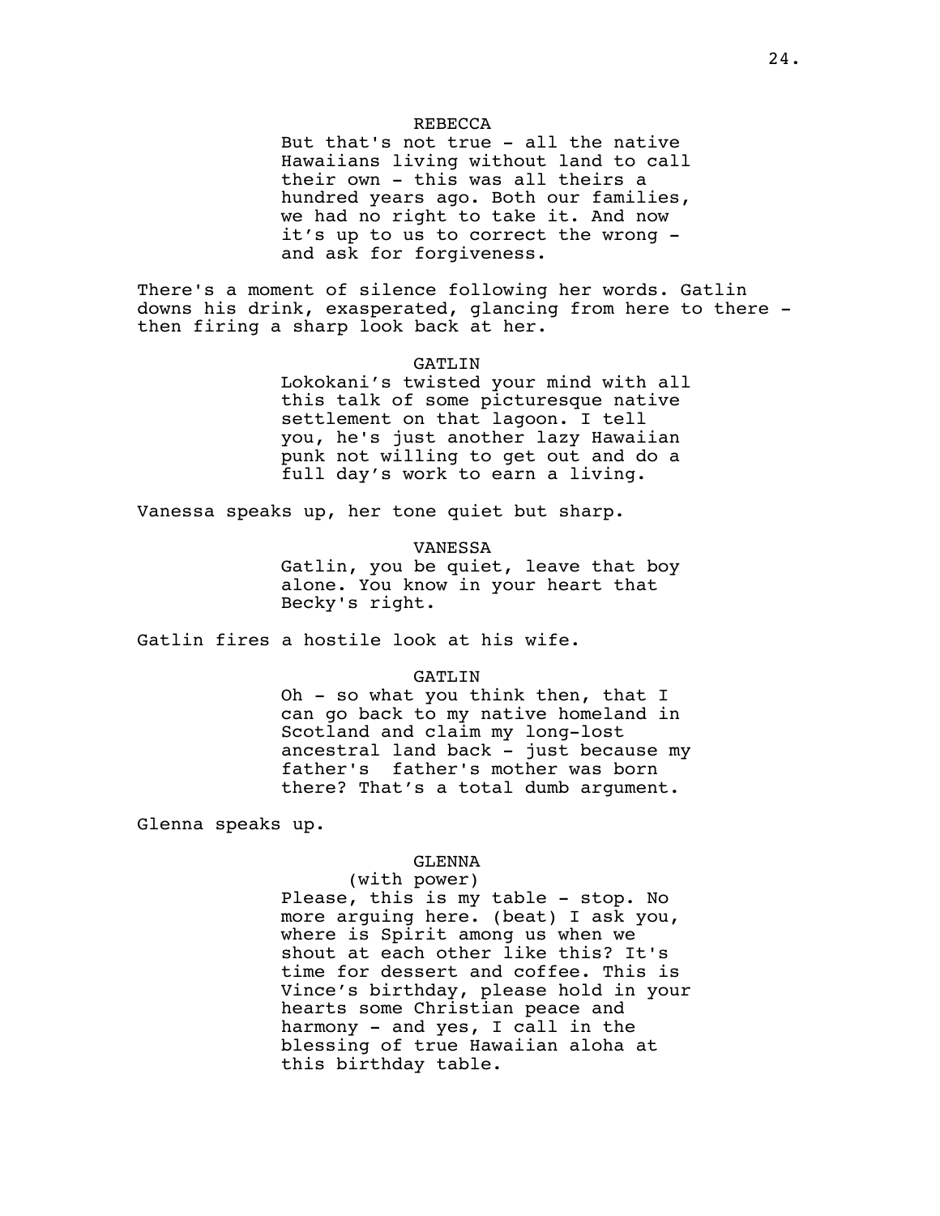REBECCA

But that's not true - all the native Hawaiians living without land to call their own - this was all theirs a hundred years ago. Both our families, we had no right to take it. And now it's up to us to correct the wrong - and ask for forgiveness.

There's a moment of silence following her words. Gatlin downs his drink, exasperated, glancing from here to there - then firing a sharp look back at her.

GATLIN

Lokokani's twisted your mind with all this talk of some picturesque native settlement on that lagoon. I tell you, he's just another lazy Hawaiian punk not willing to get out and do a full day's work to earn a living.

Vanessa speaks up, her tone quiet but sharp.

VANESSA

Gatlin, you be quiet, leave that boy alone. You know in your heart that Becky's right.

Gatlin fires a hostile look at his wife.

GATLIN

Oh - so what you think then, that I can go back to my native homeland in Scotland and claim my long-lost ancestral land back - just because my father's father's mother was born there? That's a total dumb argument.

Glenna speaks up.

GLENNA

(with power)

Please, this is my table - stop. No more arguing here. (beat) I ask you, where is Spirit among us when we shout at each other like this? It's time for dessert and coffee. This is Vince's birthday, please hold in your hearts some Christian peace and harmony - and yes, I call in the blessing of true Hawaiian aloha at this birthday table.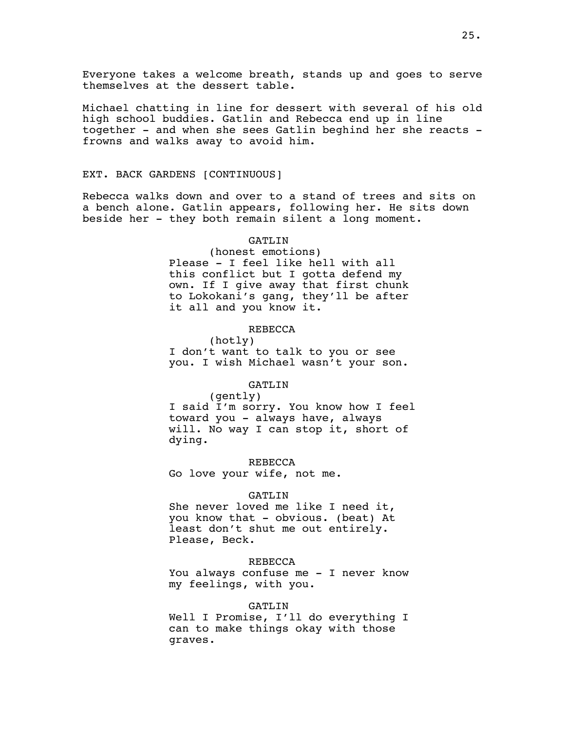Everyone takes a welcome breath, stands up and goes to serve themselves at the dessert table.

Michael chatting in line for dessert with several of his old high school buddies. Gatlin and Rebecca end up in line together - and when she sees Gatlin beghind her she reacts - frowns and walks away to avoid him.

EXT. BACK GARDENS [CONTINUOUS]

Rebecca walks down and over to a stand of trees and sits on a bench alone. Gatlin appears, following her. He sits down beside her - they both remain silent a long moment.

GATLIN
(honest emotions)
Please - I feel like hell with all this conflict but I gotta defend my own. If I give away that first chunk to Lokokani's gang, they'll be after it all and you know it.

REBECCA
(hotly)
I don't want to talk to you or see you. I wish Michael wasn't your son.

GATLIN
(gently)
I said I'm sorry. You know how I feel toward you - always have, always will. No way I can stop it, short of dying.

REBECCA
Go love your wife, not me.

GATLIN
She never loved me like I need it, you know that - obvious. (beat) At least don't shut me out entirely. Please, Beck.

REBECCA
You always confuse me - I never know my feelings, with you.

GATLIN
Well I Promise, I'll do everything I can to make things okay with those graves.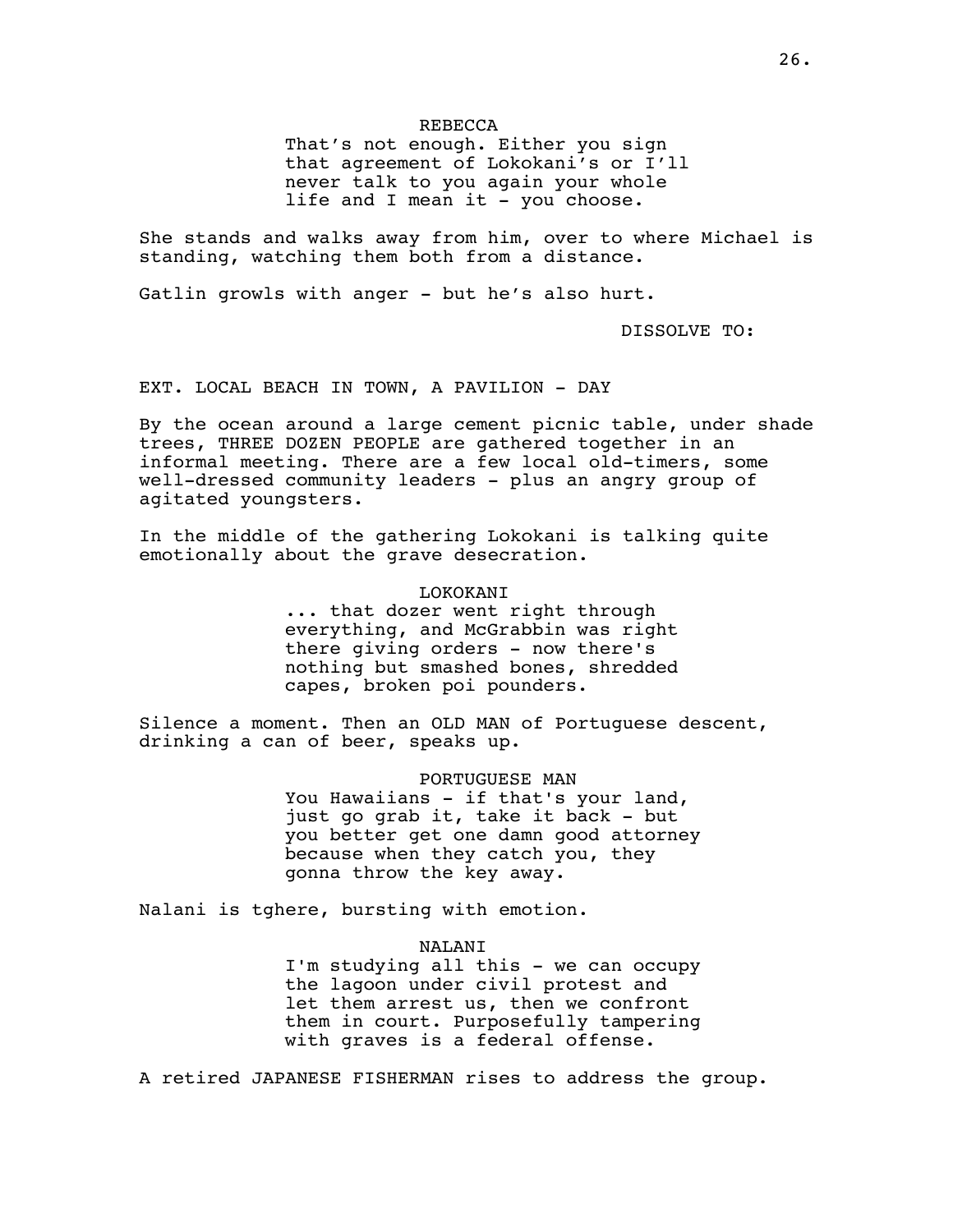REBECCA
That's not enough. Either you sign that agreement of Lokokani's or I'll never talk to you again your whole life and I mean it - you choose.

She stands and walks away from him, over to where Michael is standing, watching them both from a distance.

Gatlin growls with anger - but he's also hurt.

DISSOLVE TO:

EXT. LOCAL BEACH IN TOWN, A PAVILION - DAY

By the ocean around a large cement picnic table, under shade trees, THREE DOZEN PEOPLE are gathered together in an informal meeting. There are a few local old-timers, some well-dressed community leaders - plus an angry group of agitated youngsters.

In the middle of the gathering Lokokani is talking quite emotionally about the grave desecration.

LOKOKANI
... that dozer went right through everything, and McGrabbin was right there giving orders - now there's nothing but smashed bones, shredded capes, broken poi pounders.

Silence a moment. Then an OLD MAN of Portuguese descent, drinking a can of beer, speaks up.

PORTUGUESE MAN
You Hawaiians - if that's your land, just go grab it, take it back - but you better get one damn good attorney because when they catch you, they gonna throw the key away.

Nalani is tghere, bursting with emotion.

NALANI
I'm studying all this - we can occupy the lagoon under civil protest and let them arrest us, then we confront them in court. Purposefully tampering with graves is a federal offense.

A retired JAPANESE FISHERMAN rises to address the group.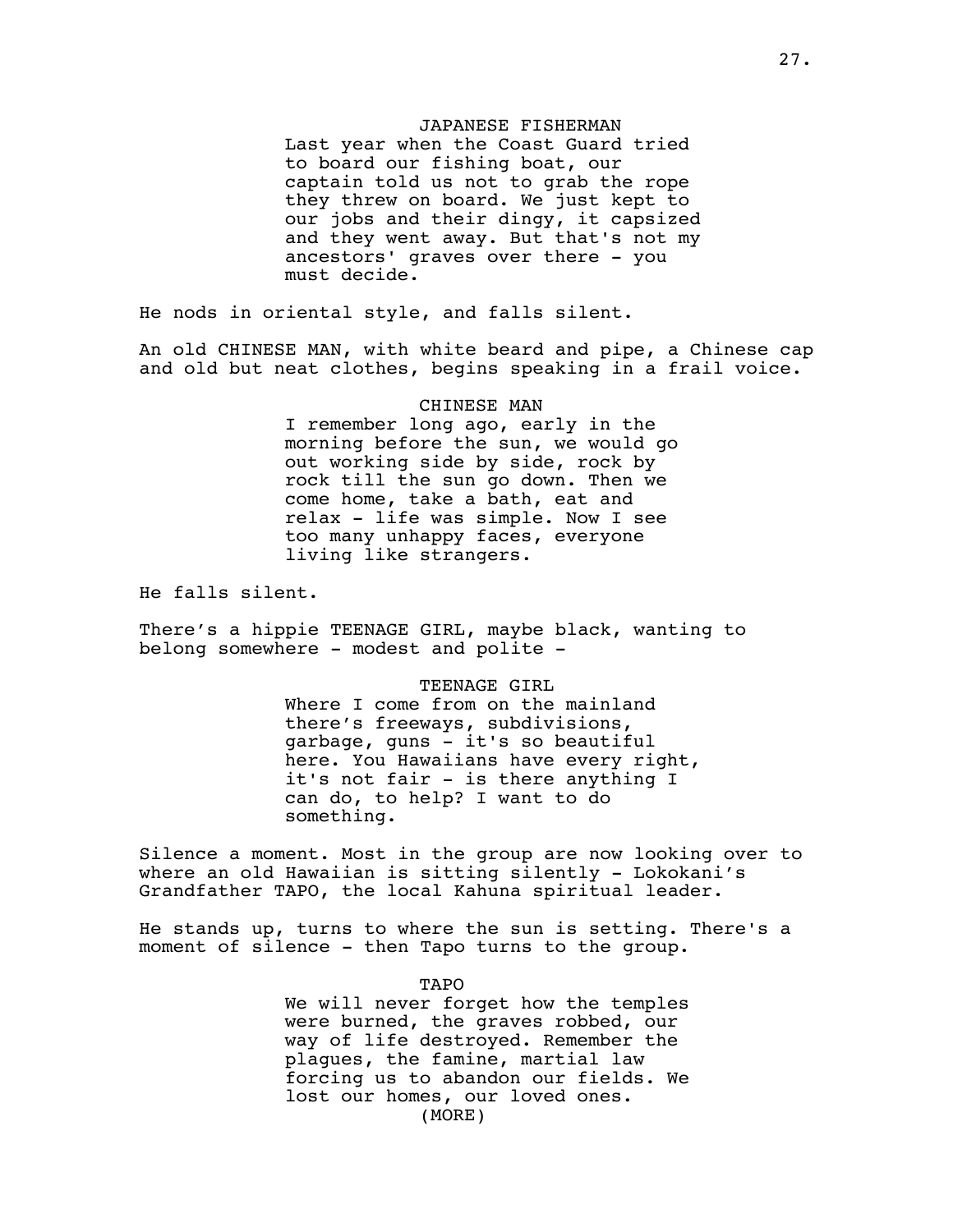JAPANESE FISHERMAN

Last year when the Coast Guard tried to board our fishing boat, our captain told us not to grab the rope they threw on board. We just kept to our jobs and their dingy, it capsized and they went away. But that's not my ancestors' graves over there - you must decide.

He nods in oriental style, and falls silent.

An old CHINESE MAN, with white beard and pipe, a Chinese cap and old but neat clothes, begins speaking in a frail voice.

CHINESE MAN

I remember long ago, early in the morning before the sun, we would go out working side by side, rock by rock till the sun go down. Then we come home, take a bath, eat and relax - life was simple. Now I see too many unhappy faces, everyone living like strangers.

He falls silent.

There's a hippie TEENAGE GIRL, maybe black, wanting to belong somewhere - modest and polite -

TEENAGE GIRL

Where I come from on the mainland there's freeways, subdivisions, garbage, guns - it's so beautiful here. You Hawaiians have every right, it's not fair - is there anything I can do, to help? I want to do something.

Silence a moment. Most in the group are now looking over to where an old Hawaiian is sitting silently - Lokokani's Grandfather TAPO, the local Kahuna spiritual leader.

He stands up, turns to where the sun is setting. There's a moment of silence - then Tapo turns to the group.

TAPO

We will never forget how the temples were burned, the graves robbed, our way of life destroyed. Remember the plagues, the famine, martial law forcing us to abandon our fields. We lost our homes, our loved ones.

(MORE)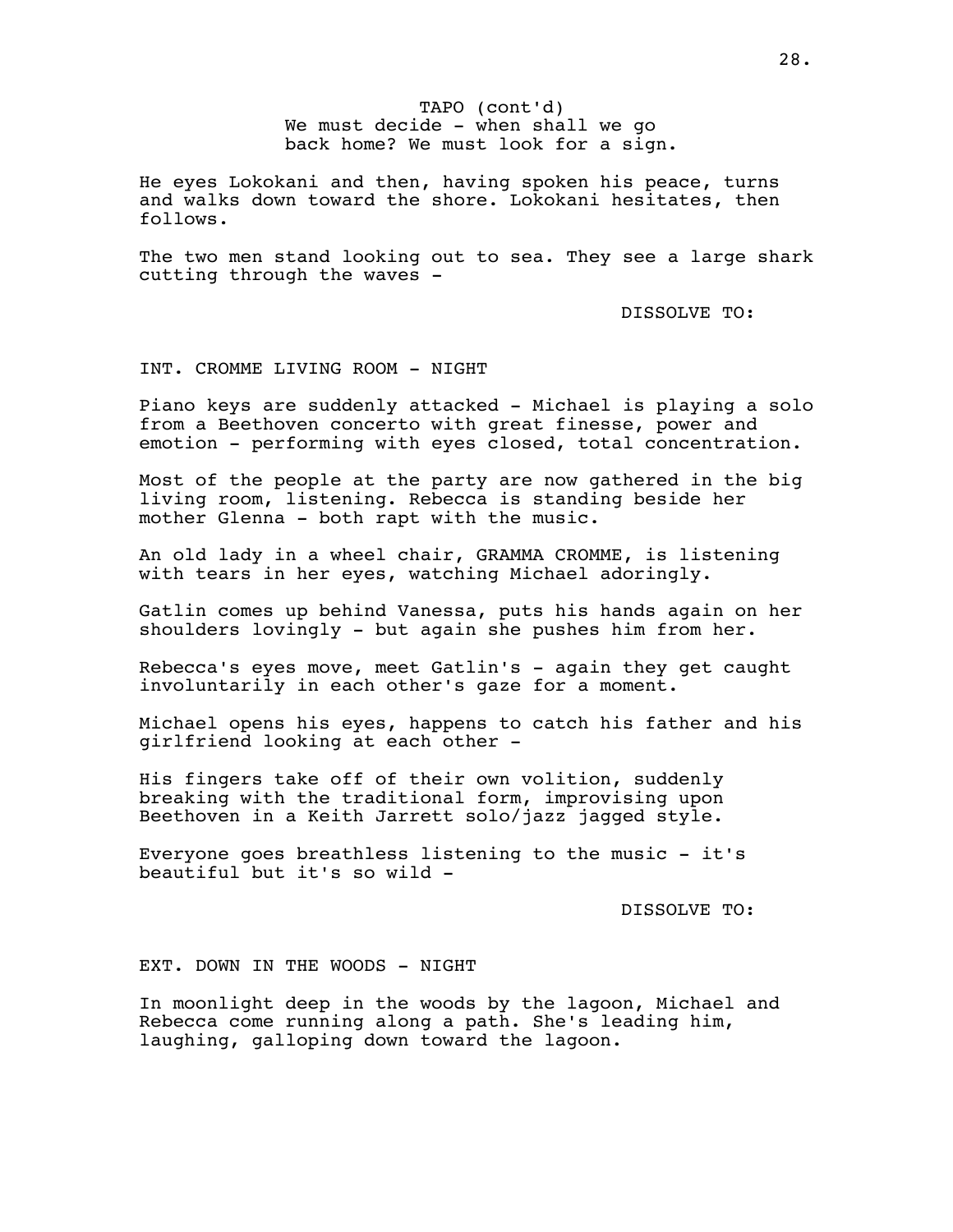TAPO (cont'd)
We must decide - when shall we go back home? We must look for a sign.

He eyes Lokokani and then, having spoken his peace, turns and walks down toward the shore. Lokokani hesitates, then follows.

The two men stand looking out to sea. They see a large shark cutting through the waves -

DISSOLVE TO:

INT. CROMME LIVING ROOM - NIGHT

Piano keys are suddenly attacked - Michael is playing a solo from a Beethoven concerto with great finesse, power and emotion - performing with eyes closed, total concentration.

Most of the people at the party are now gathered in the big living room, listening. Rebecca is standing beside her mother Glenna - both rapt with the music.

An old lady in a wheel chair, GRAMMA CROMME, is listening with tears in her eyes, watching Michael adoringly.

Gatlin comes up behind Vanessa, puts his hands again on her shoulders lovingly - but again she pushes him from her.

Rebecca's eyes move, meet Gatlin's - again they get caught involuntarily in each other's gaze for a moment.

Michael opens his eyes, happens to catch his father and his girlfriend looking at each other -

His fingers take off of their own volition, suddenly breaking with the traditional form, improvising upon Beethoven in a Keith Jarrett solo/jazz jagged style.

Everyone goes breathless listening to the music - it's beautiful but it's so wild -

DISSOLVE TO:

EXT. DOWN IN THE WOODS - NIGHT

In moonlight deep in the woods by the lagoon, Michael and Rebecca come running along a path. She's leading him, laughing, galloping down toward the lagoon.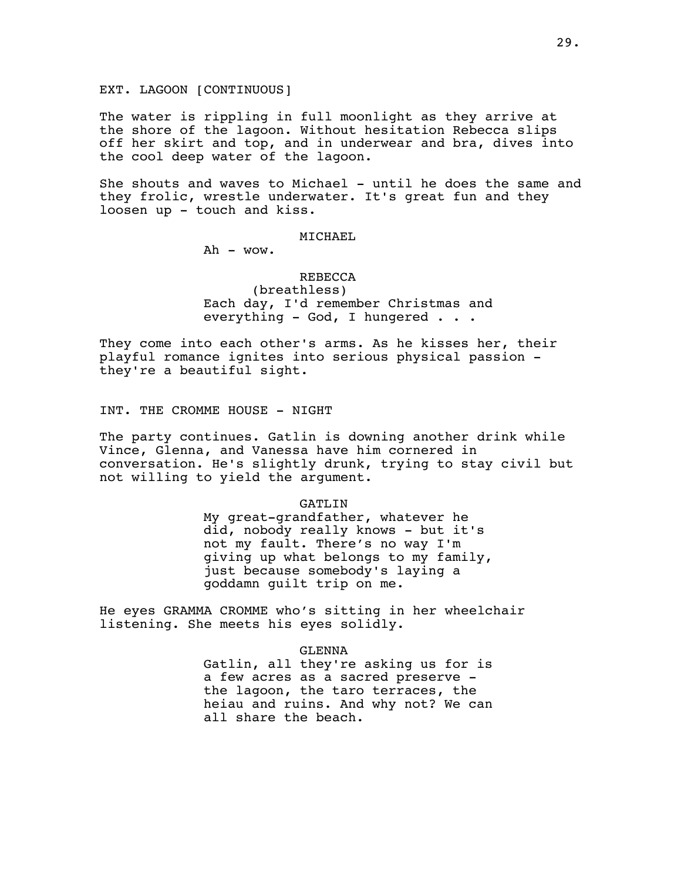EXT. LAGOON [CONTINUOUS]

The water is rippling in full moonlight as they arrive at the shore of the lagoon. Without hesitation Rebecca slips off her skirt and top, and in underwear and bra, dives into the cool deep water of the lagoon.

She shouts and waves to Michael - until he does the same and they frolic, wrestle underwater. It's great fun and they loosen up - touch and kiss.

MICHAEL
Ah - wow.

REBECCA
(breathless)
Each day, I'd remember Christmas and everything - God, I hungered . . .

They come into each other's arms. As he kisses her, their playful romance ignites into serious physical passion - they're a beautiful sight.

INT. THE CROMME HOUSE - NIGHT

The party continues. Gatlin is downing another drink while Vince, Glenna, and Vanessa have him cornered in conversation. He's slightly drunk, trying to stay civil but not willing to yield the argument.

GATLIN
My great-grandfather, whatever he did, nobody really knows - but it's not my fault. There's no way I'm giving up what belongs to my family, just because somebody's laying a goddamn guilt trip on me.

He eyes GRAMMA CROMME who's sitting in her wheelchair listening. She meets his eyes solidly.

GLENNA
Gatlin, all they're asking us for is a few acres as a sacred preserve - the lagoon, the taro terraces, the heiau and ruins. And why not? We can all share the beach.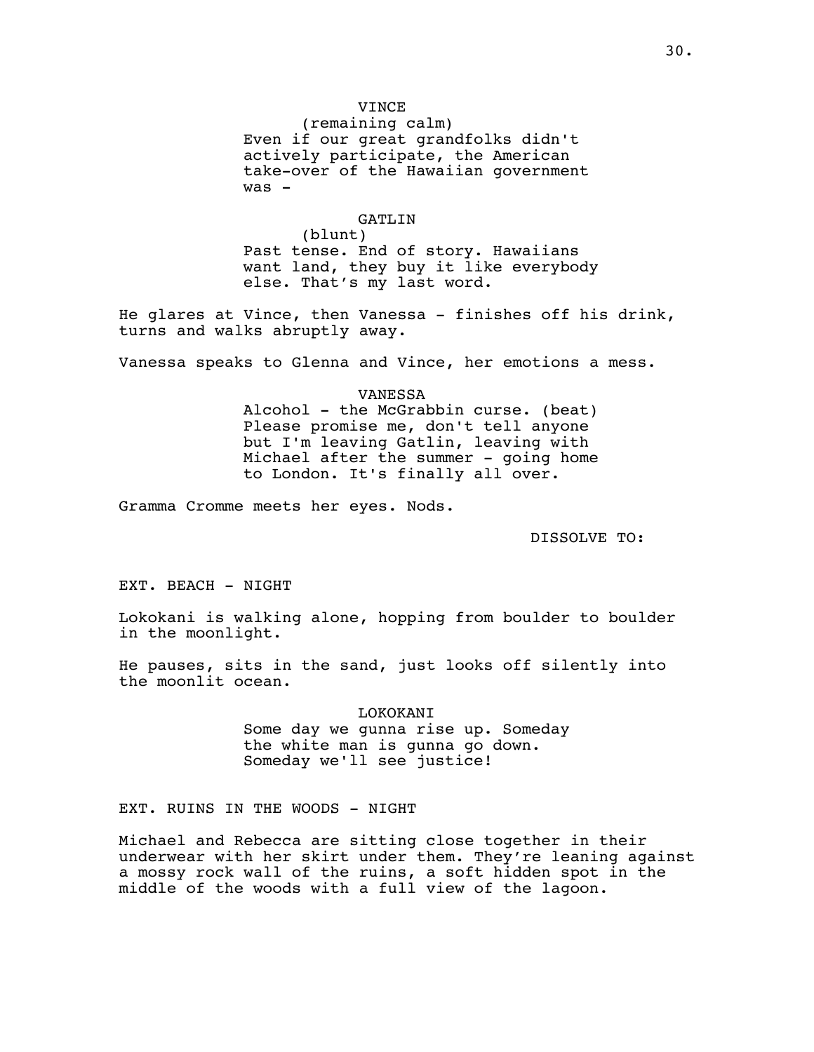VINCE
(remaining calm)
Even if our great grandfolks didn't actively participate, the American take-over of the Hawaiian government was -

GATLIN
(blunt)
Past tense. End of story. Hawaiians want land, they buy it like everybody else. That's my last word.

He glares at Vince, then Vanessa - finishes off his drink, turns and walks abruptly away.

Vanessa speaks to Glenna and Vince, her emotions a mess.

VANESSA
Alcohol - the McGrabbin curse. (beat) Please promise me, don't tell anyone but I'm leaving Gatlin, leaving with Michael after the summer - going home to London. It's finally all over.

Gramma Cromme meets her eyes. Nods.

DISSOLVE TO:

EXT. BEACH - NIGHT

Lokokani is walking alone, hopping from boulder to boulder in the moonlight.

He pauses, sits in the sand, just looks off silently into the moonlit ocean.

LOKOKANI
Some day we gunna rise up. Someday the white man is gunna go down. Someday we'll see justice!

EXT. RUINS IN THE WOODS - NIGHT

Michael and Rebecca are sitting close together in their underwear with her skirt under them. They're leaning against a mossy rock wall of the ruins, a soft hidden spot in the middle of the woods with a full view of the lagoon.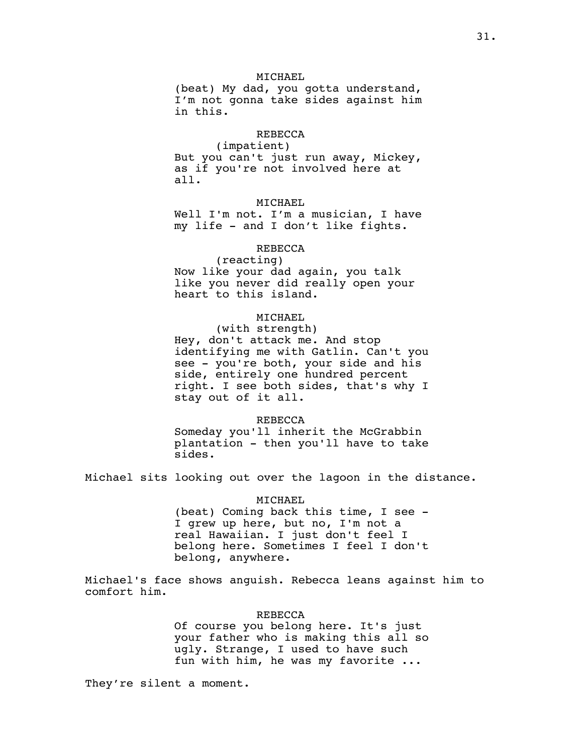MICHAEL
(beat) My dad, you gotta understand, I'm not gonna take sides against him in this.

REBECCA
(impatient)
But you can't just run away, Mickey, as if you're not involved here at all.

MICHAEL
Well I'm not. I'm a musician, I have my life - and I don't like fights.

REBECCA
(reacting)
Now like your dad again, you talk like you never did really open your heart to this island.

MICHAEL
(with strength)
Hey, don't attack me. And stop identifying me with Gatlin. Can't you see - you're both, your side and his side, entirely one hundred percent right. I see both sides, that's why I stay out of it all.

REBECCA
Someday you'll inherit the McGrabbin plantation - then you'll have to take sides.

Michael sits looking out over the lagoon in the distance.

MICHAEL
(beat) Coming back this time, I see - I grew up here, but no, I'm not a real Hawaiian. I just don't feel I belong here. Sometimes I feel I don't belong, anywhere.

Michael's face shows anguish. Rebecca leans against him to comfort him.

REBECCA
Of course you belong here. It's just your father who is making this all so ugly. Strange, I used to have such fun with him, he was my favorite ...

They're silent a moment.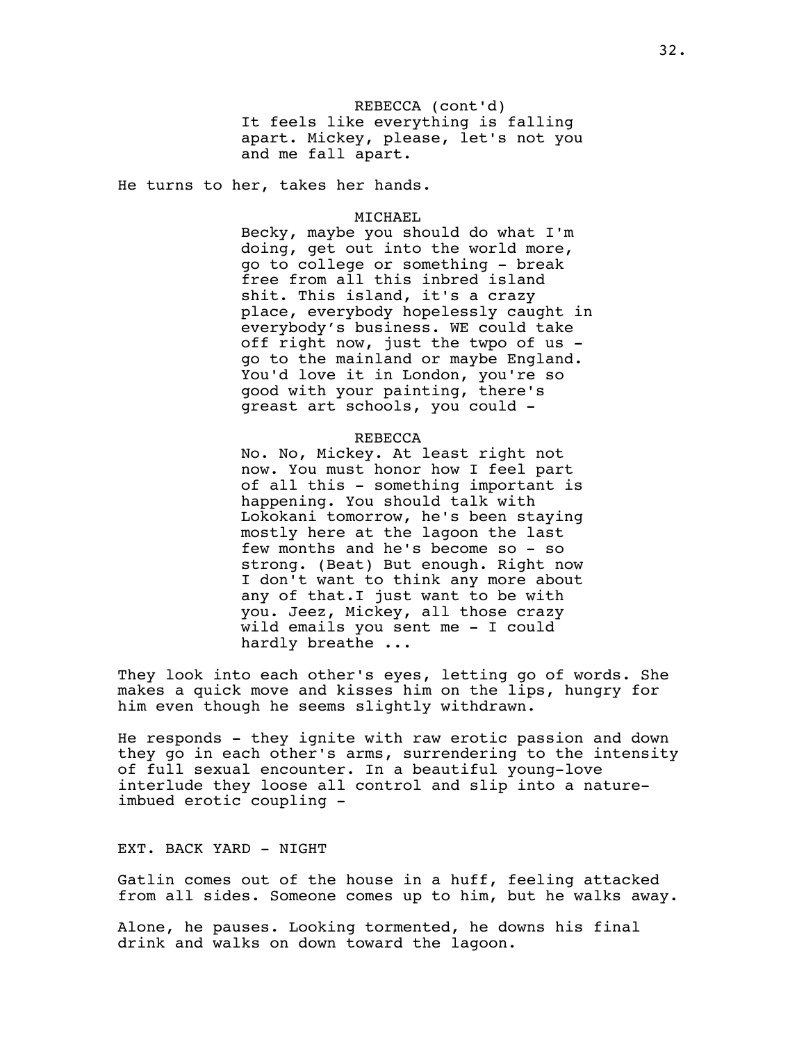REBECCA (cont'd)
It feels like everything is falling apart. Mickey, please, let's not you and me fall apart.

He turns to her, takes her hands.

MICHAEL
Becky, maybe you should do what I'm doing, get out into the world more, go to college or something - break free from all this inbred island shit. This island, it's a crazy place, everybody hopelessly caught in everybody's business. WE could take off right now, just the twpo of us - go to the mainland or maybe England. You'd love it in London, you're so good with your painting, there's greast art schools, you could -

REBECCA
No. No, Mickey. At least right not now. You must honor how I feel part of all this - something important is happening. You should talk with Lokokani tomorrow, he's been staying mostly here at the lagoon the last few months and he's become so - so strong. (Beat) But enough. Right now I don't want to think any more about any of that.I just want to be with you. Jeez, Mickey, all those crazy wild emails you sent me - I could hardly breathe ...

They look into each other's eyes, letting go of words. She makes a quick move and kisses him on the lips, hungry for him even though he seems slightly withdrawn.

He responds - they ignite with raw erotic passion and down they go in each other's arms, surrendering to the intensity of full sexual encounter. In a beautiful young-love interlude they loose all control and slip into a nature-imbued erotic coupling -

EXT. BACK YARD - NIGHT

Gatlin comes out of the house in a huff, feeling attacked from all sides. Someone comes up to him, but he walks away.

Alone, he pauses. Looking tormented, he downs his final drink and walks on down toward the lagoon.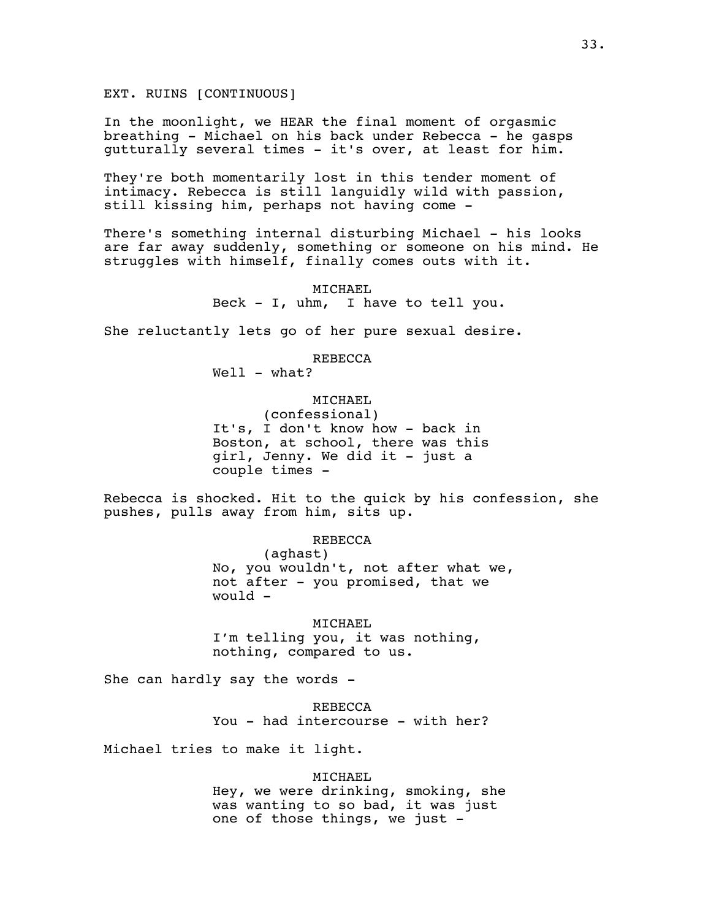EXT. RUINS [CONTINUOUS]

In the moonlight, we HEAR the final moment of orgasmic breathing - Michael on his back under Rebecca - he gasps gutturally several times - it's over, at least for him.

They're both momentarily lost in this tender moment of intimacy. Rebecca is still languidly wild with passion, still kissing him, perhaps not having come -

There's something internal disturbing Michael - his looks are far away suddenly, something or someone on his mind. He struggles with himself, finally comes outs with it.

MICHAEL
Beck - I, uhm, I have to tell you.

She reluctantly lets go of her pure sexual desire.

REBECCA
Well - what?

MICHAEL
(confessional)
It's, I don't know how - back in Boston, at school, there was this girl, Jenny. We did it - just a couple times -

Rebecca is shocked. Hit to the quick by his confession, she pushes, pulls away from him, sits up.

REBECCA
(aghast)
No, you wouldn't, not after what we, not after - you promised, that we would -

MICHAEL
I'm telling you, it was nothing, nothing, compared to us.

She can hardly say the words -

REBECCA
You - had intercourse - with her?

Michael tries to make it light.

MICHAEL
Hey, we were drinking, smoking, she was wanting to so bad, it was just one of those things, we just -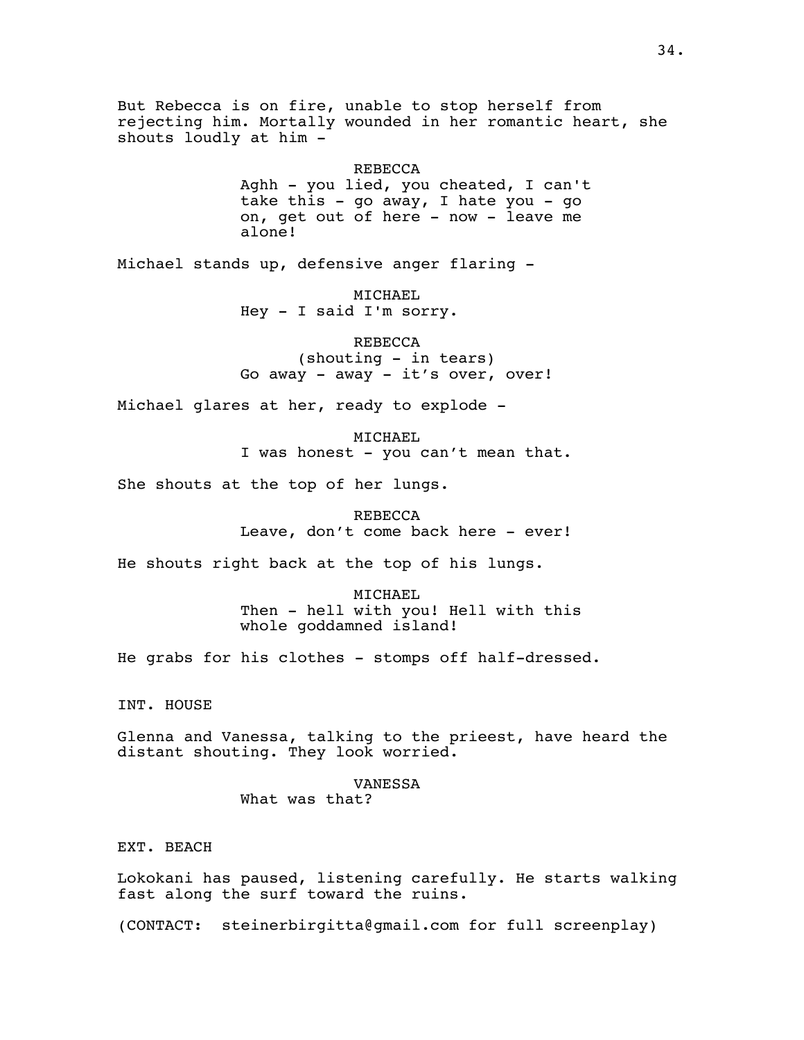But Rebecca is on fire, unable to stop herself from rejecting him. Mortally wounded in her romantic heart, she shouts loudly at him -

REBECCA
Aghh - you lied, you cheated, I can't take this - go away, I hate you - go on, get out of here - now - leave me alone!

Michael stands up, defensive anger flaring -

MICHAEL
Hey - I said I'm sorry.

REBECCA
(shouting - in tears)
Go away - away - it's over, over!

Michael glares at her, ready to explode -

MICHAEL
I was honest - you can't mean that.

She shouts at the top of her lungs.

REBECCA
Leave, don't come back here - ever!

He shouts right back at the top of his lungs.

MICHAEL
Then - hell with you! Hell with this whole goddamned island!

He grabs for his clothes - stomps off half-dressed.

INT. HOUSE

Glenna and Vanessa, talking to the prieest, have heard the distant shouting. They look worried.

VANESSA
What was that?

EXT. BEACH

Lokokani has paused, listening carefully. He starts walking fast along the surf toward the ruins.

(CONTACT: steinerbirgitta@gmail.com for full screenplay)